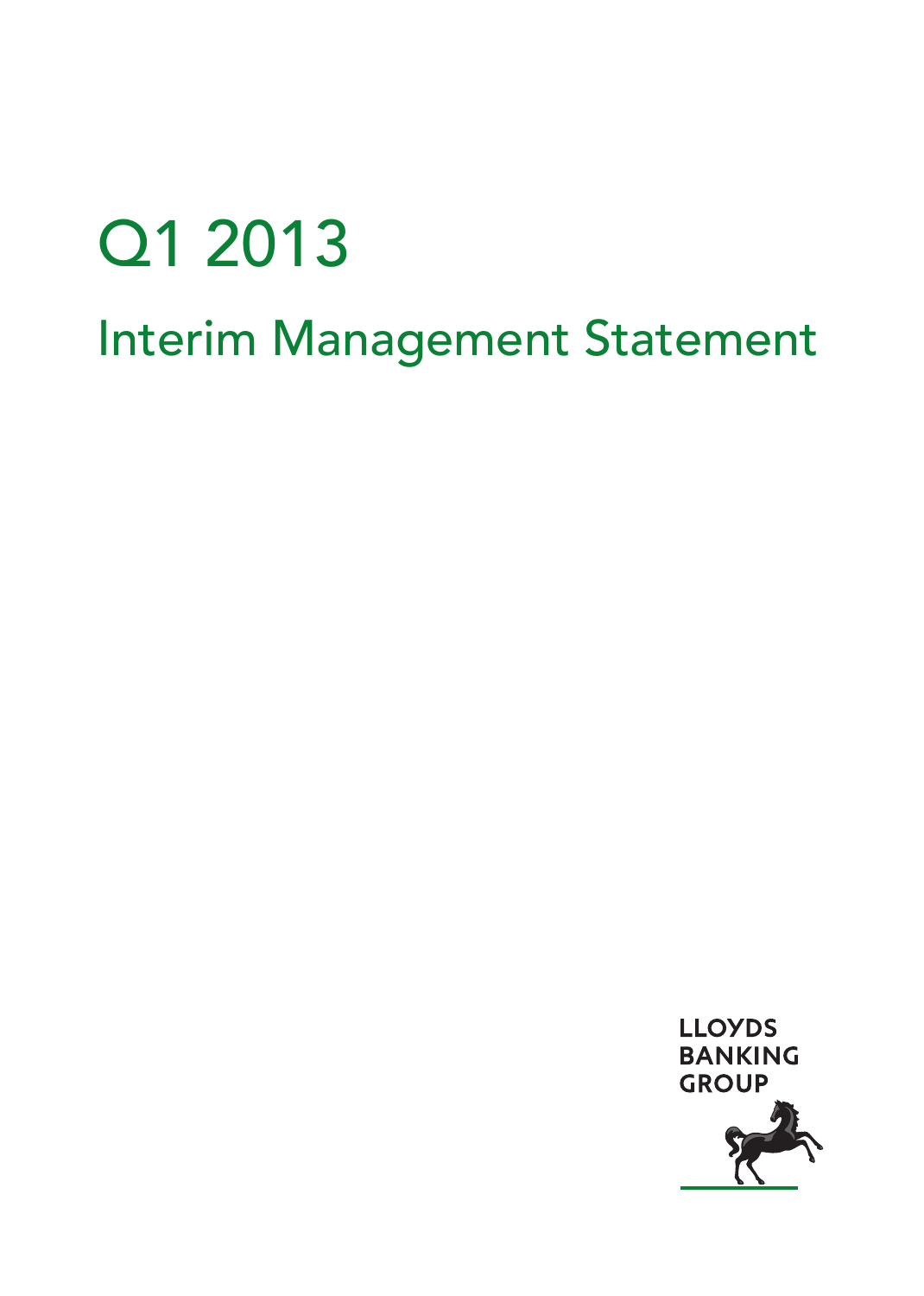# Q1 2013

## Interim Management Statement

LLOYDS BANKING GROUP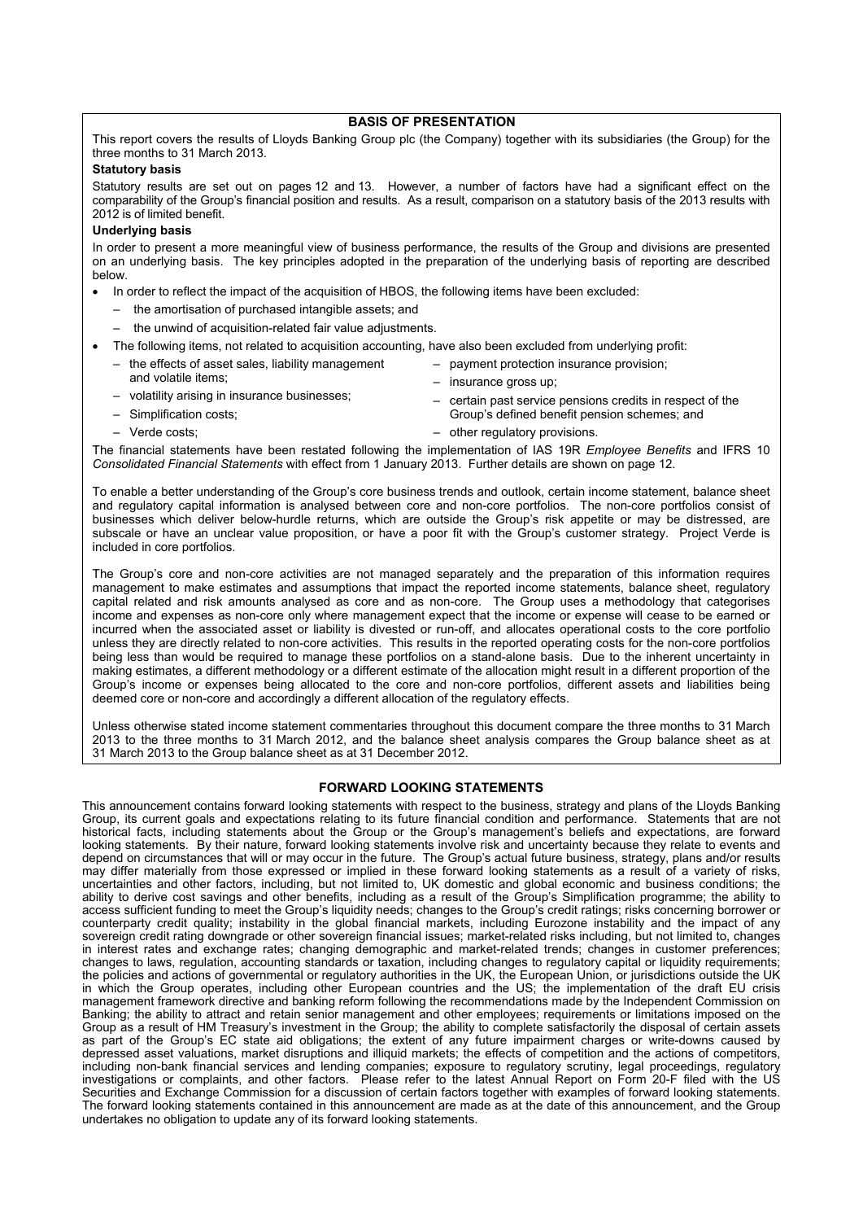## BASIS OF PRESENTATION

This report covers the results of Lloyds Banking Group plc (the Company) together with its subsidiaries (the Group) for the three months to 31 March 2013.

**Statutory basis**

Statutory results are set out on pages 12 and 13. However, a number of factors have had a significant effect on the comparability of the Group's financial position and results. As a result, comparison on a statutory basis of the 2013 results with 2012 is of limited benefit.

**Underlying basis**

In order to present a more meaningful view of business performance, the results of the Group and divisions are presented on an underlying basis. The key principles adopted in the preparation of the underlying basis of reporting are described below.

- In order to reflect the impact of the acquisition of HBOS, the following items have been excluded:
  - the amortisation of purchased intangible assets; and
  - the unwind of acquisition-related fair value adjustments.
- The following items, not related to acquisition accounting, have also been excluded from underlying profit:
  - the effects of asset sales, liability management and volatile items;
  - volatility arising in insurance businesses;
  - Simplification costs;
  - Verde costs;
  - payment protection insurance provision;
  - insurance gross up;
  - certain past service pensions credits in respect of the Group's defined benefit pension schemes; and
  - other regulatory provisions.

The financial statements have been restated following the implementation of IAS 19R *Employee Benefits* and IFRS 10 *Consolidated Financial Statements* with effect from 1 January 2013. Further details are shown on page 12.

To enable a better understanding of the Group's core business trends and outlook, certain income statement, balance sheet and regulatory capital information is analysed between core and non-core portfolios. The non-core portfolios consist of businesses which deliver below-hurdle returns, which are outside the Group's risk appetite or may be distressed, are subscale or have an unclear value proposition, or have a poor fit with the Group's customer strategy. Project Verde is included in core portfolios.

The Group's core and non-core activities are not managed separately and the preparation of this information requires management to make estimates and assumptions that impact the reported income statements, balance sheet, regulatory capital related and risk amounts analysed as core and as non-core. The Group uses a methodology that categorises income and expenses as non-core only where management expect that the income or expense will cease to be earned or incurred when the associated asset or liability is divested or run-off, and allocates operational costs to the core portfolio unless they are directly related to non-core activities. This results in the reported operating costs for the non-core portfolios being less than would be required to manage these portfolios on a stand-alone basis. Due to the inherent uncertainty in making estimates, a different methodology or a different estimate of the allocation might result in a different proportion of the Group's income or expenses being allocated to the core and non-core portfolios, different assets and liabilities being deemed core or non-core and accordingly a different allocation of the regulatory effects.

Unless otherwise stated income statement commentaries throughout this document compare the three months to 31 March 2013 to the three months to 31 March 2012, and the balance sheet analysis compares the Group balance sheet as at 31 March 2013 to the Group balance sheet as at 31 December 2012.

## FORWARD LOOKING STATEMENTS

This announcement contains forward looking statements with respect to the business, strategy and plans of the Lloyds Banking Group, its current goals and expectations relating to its future financial condition and performance. Statements that are not historical facts, including statements about the Group or the Group's management's beliefs and expectations, are forward looking statements. By their nature, forward looking statements involve risk and uncertainty because they relate to events and depend on circumstances that will or may occur in the future. The Group's actual future business, strategy, plans and/or results may differ materially from those expressed or implied in these forward looking statements as a result of a variety of risks, uncertainties and other factors, including, but not limited to, UK domestic and global economic and business conditions; the ability to derive cost savings and other benefits, including as a result of the Group's Simplification programme; the ability to access sufficient funding to meet the Group's liquidity needs; changes to the Group's credit ratings; risks concerning borrower or counterparty credit quality; instability in the global financial markets, including Eurozone instability and the impact of any sovereign credit rating downgrade or other sovereign financial issues; market-related risks including, but not limited to, changes in interest rates and exchange rates; changing demographic and market-related trends; changes in customer preferences; changes to laws, regulation, accounting standards or taxation, including changes to regulatory capital or liquidity requirements; the policies and actions of governmental or regulatory authorities in the UK, the European Union, or jurisdictions outside the UK in which the Group operates, including other European countries and the US; the implementation of the draft EU crisis management framework directive and banking reform following the recommendations made by the Independent Commission on Banking; the ability to attract and retain senior management and other employees; requirements or limitations imposed on the Group as a result of HM Treasury's investment in the Group; the ability to complete satisfactorily the disposal of certain assets as part of the Group's EC state aid obligations; the extent of any future impairment charges or write-downs caused by depressed asset valuations, market disruptions and illiquid markets; the effects of competition and the actions of competitors, including non-bank financial services and lending companies; exposure to regulatory scrutiny, legal proceedings, regulatory investigations or complaints, and other factors. Please refer to the latest Annual Report on Form 20-F filed with the US Securities and Exchange Commission for a discussion of certain factors together with examples of forward looking statements. The forward looking statements contained in this announcement are made as at the date of this announcement, and the Group undertakes no obligation to update any of its forward looking statements.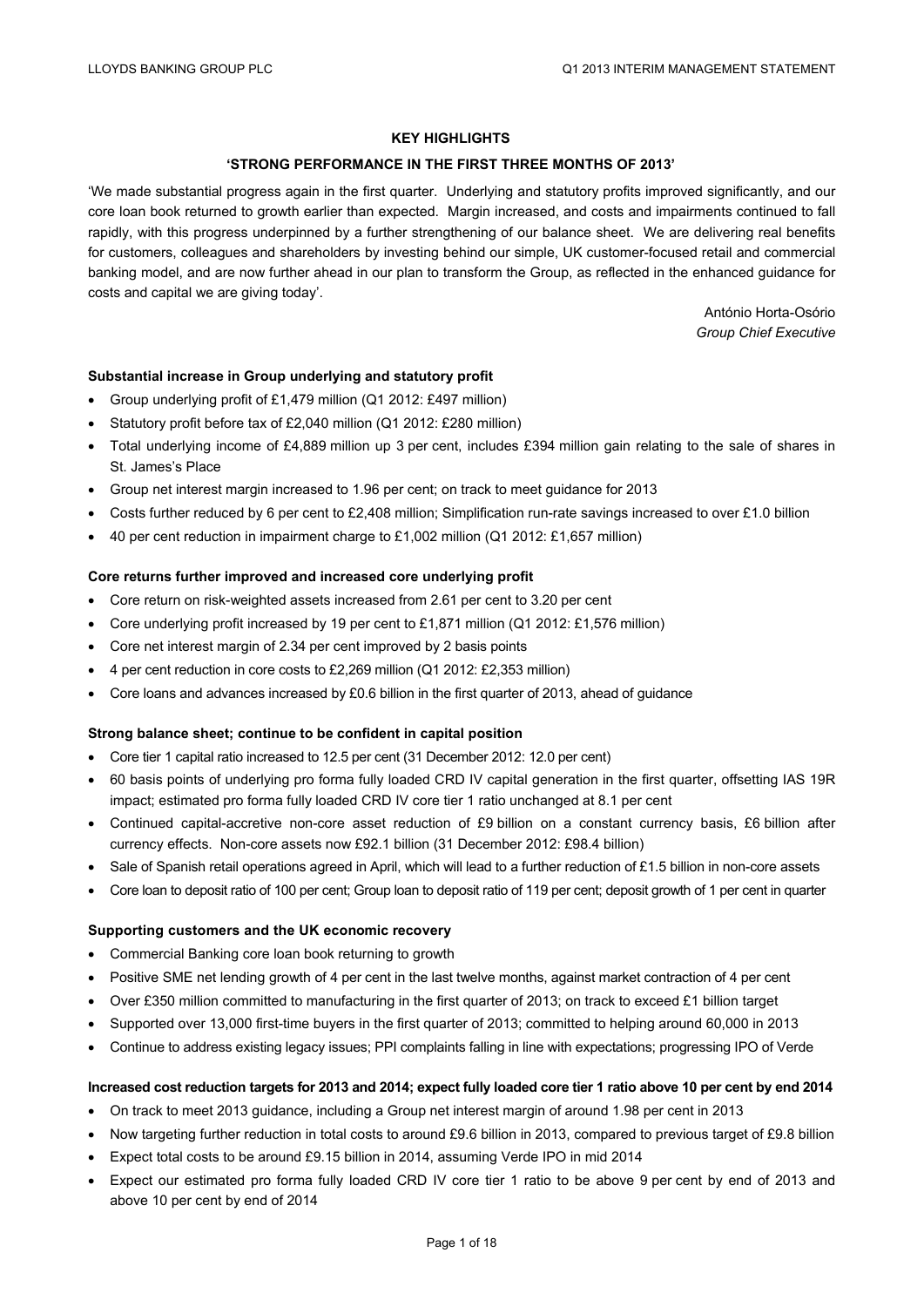## KEY HIGHLIGHTS

### 'STRONG PERFORMANCE IN THE FIRST THREE MONTHS OF 2013'

'We made substantial progress again in the first quarter. Underlying and statutory profits improved significantly, and our core loan book returned to growth earlier than expected. Margin increased, and costs and impairments continued to fall rapidly, with this progress underpinned by a further strengthening of our balance sheet. We are delivering real benefits for customers, colleagues and shareholders by investing behind our simple, UK customer-focused retail and commercial banking model, and are now further ahead in our plan to transform the Group, as reflected in the enhanced guidance for costs and capital we are giving today'.

António Horta-Osório
*Group Chief Executive*

**Substantial increase in Group underlying and statutory profit**

- Group underlying profit of £1,479 million (Q1 2012: £497 million)
- Statutory profit before tax of £2,040 million (Q1 2012: £280 million)
- Total underlying income of £4,889 million up 3 per cent, includes £394 million gain relating to the sale of shares in St. James's Place
- Group net interest margin increased to 1.96 per cent; on track to meet guidance for 2013
- Costs further reduced by 6 per cent to £2,408 million; Simplification run-rate savings increased to over £1.0 billion
- 40 per cent reduction in impairment charge to £1,002 million (Q1 2012: £1,657 million)

**Core returns further improved and increased core underlying profit**

- Core return on risk-weighted assets increased from 2.61 per cent to 3.20 per cent
- Core underlying profit increased by 19 per cent to £1,871 million (Q1 2012: £1,576 million)
- Core net interest margin of 2.34 per cent improved by 2 basis points
- 4 per cent reduction in core costs to £2,269 million (Q1 2012: £2,353 million)
- Core loans and advances increased by £0.6 billion in the first quarter of 2013, ahead of guidance

**Strong balance sheet; continue to be confident in capital position**

- Core tier 1 capital ratio increased to 12.5 per cent (31 December 2012: 12.0 per cent)
- 60 basis points of underlying pro forma fully loaded CRD IV capital generation in the first quarter, offsetting IAS 19R impact; estimated pro forma fully loaded CRD IV core tier 1 ratio unchanged at 8.1 per cent
- Continued capital-accretive non-core asset reduction of £9 billion on a constant currency basis, £6 billion after currency effects. Non-core assets now £92.1 billion (31 December 2012: £98.4 billion)
- Sale of Spanish retail operations agreed in April, which will lead to a further reduction of £1.5 billion in non-core assets
- Core loan to deposit ratio of 100 per cent; Group loan to deposit ratio of 119 per cent; deposit growth of 1 per cent in quarter

**Supporting customers and the UK economic recovery**

- Commercial Banking core loan book returning to growth
- Positive SME net lending growth of 4 per cent in the last twelve months, against market contraction of 4 per cent
- Over £350 million committed to manufacturing in the first quarter of 2013; on track to exceed £1 billion target
- Supported over 13,000 first-time buyers in the first quarter of 2013; committed to helping around 60,000 in 2013
- Continue to address existing legacy issues; PPI complaints falling in line with expectations; progressing IPO of Verde

**Increased cost reduction targets for 2013 and 2014; expect fully loaded core tier 1 ratio above 10 per cent by end 2014**

- On track to meet 2013 guidance, including a Group net interest margin of around 1.98 per cent in 2013
- Now targeting further reduction in total costs to around £9.6 billion in 2013, compared to previous target of £9.8 billion
- Expect total costs to be around £9.15 billion in 2014, assuming Verde IPO in mid 2014
- Expect our estimated pro forma fully loaded CRD IV core tier 1 ratio to be above 9 per cent by end of 2013 and above 10 per cent by end of 2014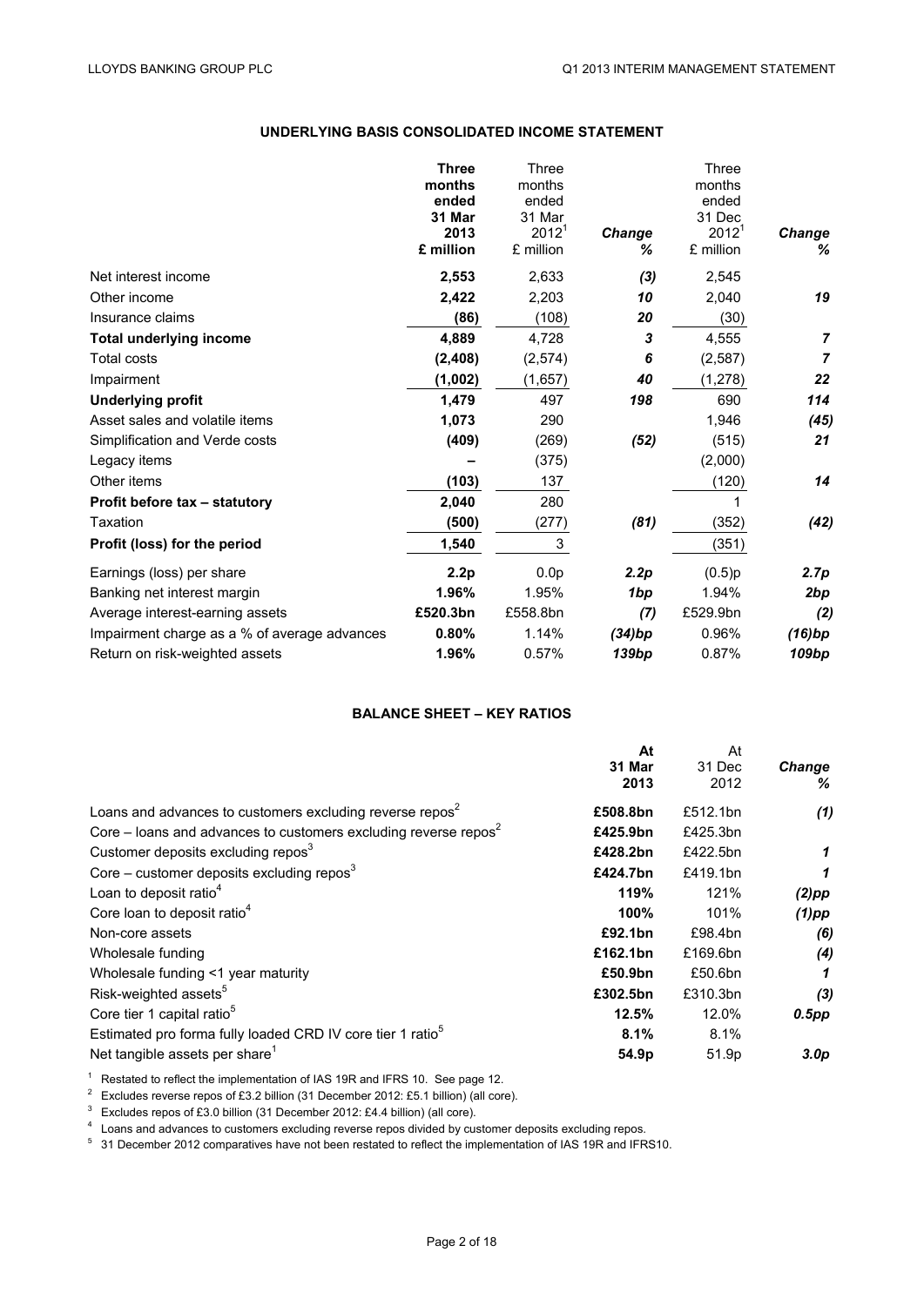## UNDERLYING BASIS CONSOLIDATED INCOME STATEMENT

| | **Three months ended 31 Mar 2013 £ million** | Three months ended 31 Mar 2012[1] £ million | ***Change %*** | Three months ended 31 Dec 2012[1] £ million | ***Change %*** |
|---|---|---|---|---|---|
| Net interest income | **2,553** | 2,633 | ***(3)*** | 2,545 | |
| Other income | **2,422** | 2,203 | ***10*** | 2,040 | ***19*** |
| Insurance claims | **(86)** | (108) | ***20*** | (30) | |
| **Total underlying income** | **4,889** | 4,728 | ***3*** | 4,555 | ***7*** |
| Total costs | **(2,408)** | (2,574) | ***6*** | (2,587) | ***7*** |
| Impairment | **(1,002)** | (1,657) | ***40*** | (1,278) | ***22*** |
| **Underlying profit** | **1,479** | 497 | ***198*** | 690 | ***114*** |
| Asset sales and volatile items | **1,073** | 290 | | 1,946 | ***(45)*** |
| Simplification and Verde costs | **(409)** | (269) | ***(52)*** | (515) | ***21*** |
| Legacy items | **–** | (375) | | (2,000) | |
| Other items | **(103)** | 137 | | (120) | ***14*** |
| **Profit before tax – statutory** | **2,040** | 280 | | 1 | |
| Taxation | **(500)** | (277) | ***(81)*** | (352) | ***(42)*** |
| **Profit (loss) for the period** | **1,540** | 3 | | (351) | |
| Earnings (loss) per share | **2.2p** | 0.0p | ***2.2p*** | (0.5)p | ***2.7p*** |
| Banking net interest margin | **1.96%** | 1.95% | ***1bp*** | 1.94% | ***2bp*** |
| Average interest-earning assets | **£520.3bn** | £558.8bn | ***(7)*** | £529.9bn | ***(2)*** |
| Impairment charge as a % of average advances | **0.80%** | 1.14% | ***(34)bp*** | 0.96% | ***(16)bp*** |
| Return on risk-weighted assets | **1.96%** | 0.57% | ***139bp*** | 0.87% | ***109bp*** |

## BALANCE SHEET – KEY RATIOS

| | **At 31 Mar 2013** | At 31 Dec 2012 | ***Change %*** |
|---|---|---|---|
| Loans and advances to customers excluding reverse repos[2] | **£508.8bn** | £512.1bn | ***(1)*** |
| Core – loans and advances to customers excluding reverse repos[2] | **£425.9bn** | £425.3bn | |
| Customer deposits excluding repos[3] | **£428.2bn** | £422.5bn | ***1*** |
| Core – customer deposits excluding repos[3] | **£424.7bn** | £419.1bn | ***1*** |
| Loan to deposit ratio[4] | **119%** | 121% | ***(2)pp*** |
| Core loan to deposit ratio[4] | **100%** | 101% | ***(1)pp*** |
| Non-core assets | **£92.1bn** | £98.4bn | ***(6)*** |
| Wholesale funding | **£162.1bn** | £169.6bn | ***(4)*** |
| Wholesale funding <1 year maturity | **£50.9bn** | £50.6bn | ***1*** |
| Risk-weighted assets[5] | **£302.5bn** | £310.3bn | ***(3)*** |
| Core tier 1 capital ratio[5] | **12.5%** | 12.0% | ***0.5pp*** |
| Estimated pro forma fully loaded CRD IV core tier 1 ratio[5] | **8.1%** | 8.1% | |
| Net tangible assets per share[1] | **54.9p** | 51.9p | ***3.0p*** |

[1] Restated to reflect the implementation of IAS 19R and IFRS 10. See page 12.

[2] Excludes reverse repos of £3.2 billion (31 December 2012: £5.1 billion) (all core).

[3] Excludes repos of £3.0 billion (31 December 2012: £4.4 billion) (all core).

[4] Loans and advances to customers excluding reverse repos divided by customer deposits excluding repos.

[5] 31 December 2012 comparatives have not been restated to reflect the implementation of IAS 19R and IFRS10.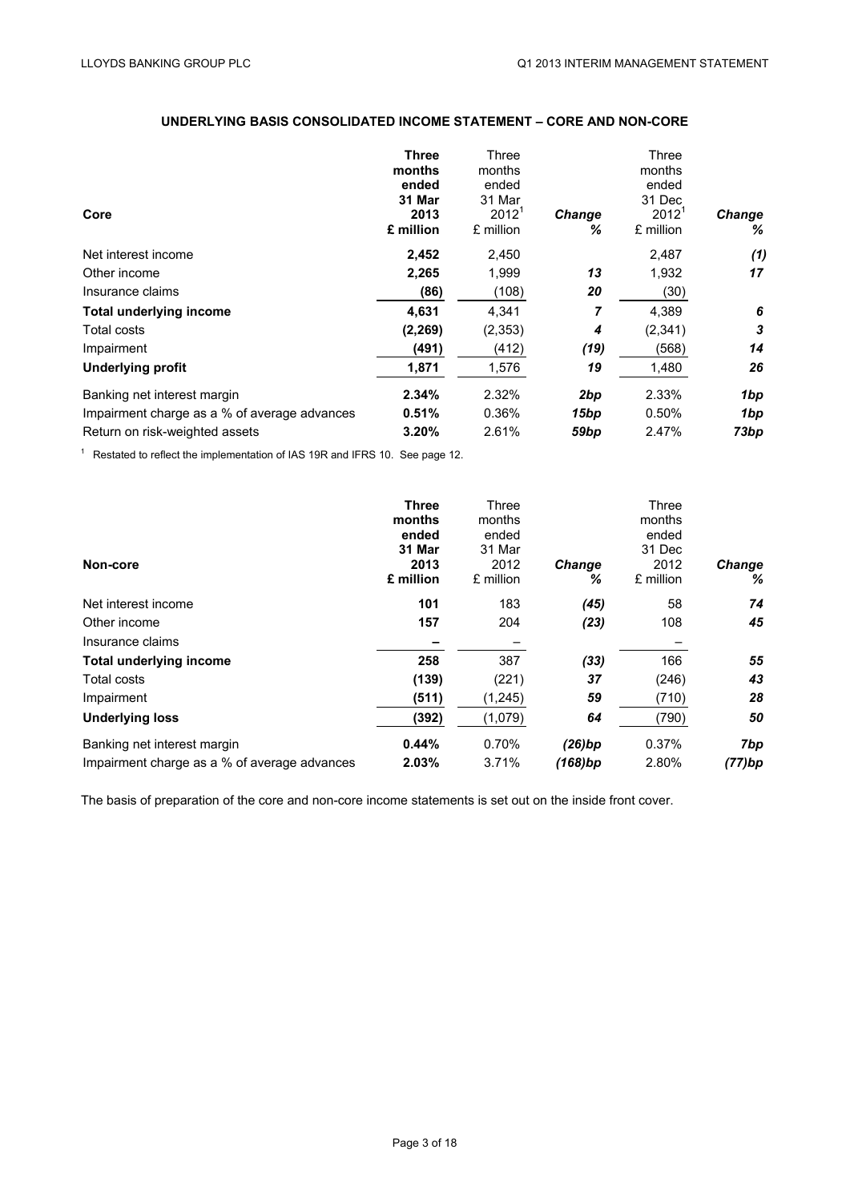## UNDERLYING BASIS CONSOLIDATED INCOME STATEMENT – CORE AND NON-CORE

| Core | **Three months ended 31 Mar 2013 £ million** | Three months ended 31 Mar 2012[1] £ million | *Change %* | Three months ended 31 Dec 2012[1] £ million | *Change %* |
|---|---|---|---|---|---|
| Net interest income | **2,452** | 2,450 | | 2,487 | *(1)* |
| Other income | **2,265** | 1,999 | *13* | 1,932 | *17* |
| Insurance claims | **(86)** | (108) | *20* | (30) | |
| **Total underlying income** | **4,631** | 4,341 | *7* | 4,389 | *6* |
| Total costs | **(2,269)** | (2,353) | *4* | (2,341) | *3* |
| Impairment | **(491)** | (412) | *(19)* | (568) | *14* |
| **Underlying profit** | **1,871** | 1,576 | *19* | 1,480 | *26* |
| Banking net interest margin | **2.34%** | 2.32% | *2bp* | 2.33% | *1bp* |
| Impairment charge as a % of average advances | **0.51%** | 0.36% | *15bp* | 0.50% | *1bp* |
| Return on risk-weighted assets | **3.20%** | 2.61% | *59bp* | 2.47% | *73bp* |

[1] Restated to reflect the implementation of IAS 19R and IFRS 10. See page 12.

| Non-core | **Three months ended 31 Mar 2013 £ million** | Three months ended 31 Mar 2012 £ million | *Change %* | Three months ended 31 Dec 2012 £ million | *Change %* |
|---|---|---|---|---|---|
| Net interest income | **101** | 183 | *(45)* | 58 | *74* |
| Other income | **157** | 204 | *(23)* | 108 | *45* |
| Insurance claims | **–** | – | | – | |
| **Total underlying income** | **258** | 387 | *(33)* | 166 | *55* |
| Total costs | **(139)** | (221) | *37* | (246) | *43* |
| Impairment | **(511)** | (1,245) | *59* | (710) | *28* |
| **Underlying loss** | **(392)** | (1,079) | *64* | (790) | *50* |
| Banking net interest margin | **0.44%** | 0.70% | *(26)bp* | 0.37% | *7bp* |
| Impairment charge as a % of average advances | **2.03%** | 3.71% | *(168)bp* | 2.80% | *(77)bp* |

The basis of preparation of the core and non-core income statements is set out on the inside front cover.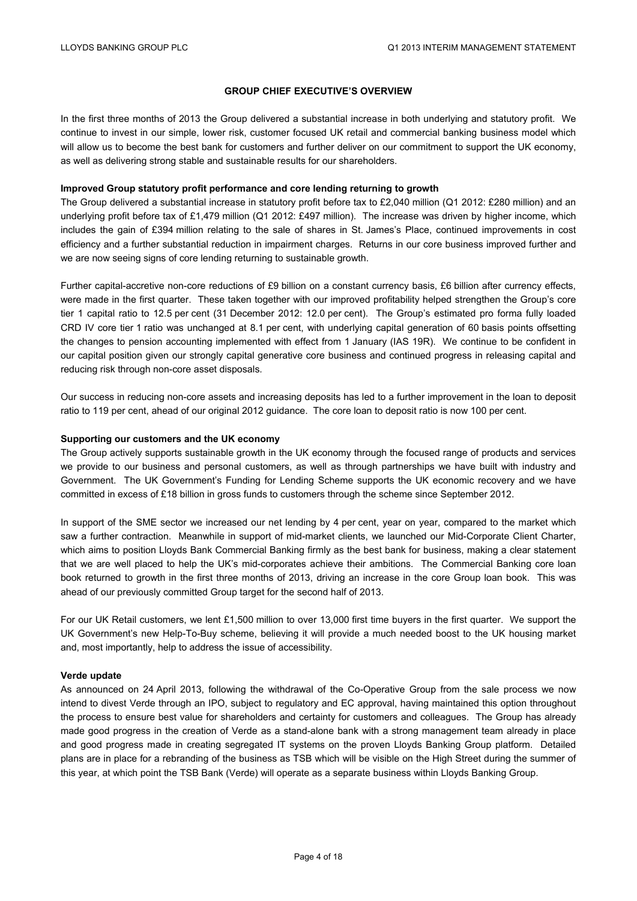## GROUP CHIEF EXECUTIVE'S OVERVIEW

In the first three months of 2013 the Group delivered a substantial increase in both underlying and statutory profit. We continue to invest in our simple, lower risk, customer focused UK retail and commercial banking business model which will allow us to become the best bank for customers and further deliver on our commitment to support the UK economy, as well as delivering strong stable and sustainable results for our shareholders.

**Improved Group statutory profit performance and core lending returning to growth**

The Group delivered a substantial increase in statutory profit before tax to £2,040 million (Q1 2012: £280 million) and an underlying profit before tax of £1,479 million (Q1 2012: £497 million). The increase was driven by higher income, which includes the gain of £394 million relating to the sale of shares in St. James's Place, continued improvements in cost efficiency and a further substantial reduction in impairment charges. Returns in our core business improved further and we are now seeing signs of core lending returning to sustainable growth.

Further capital-accretive non-core reductions of £9 billion on a constant currency basis, £6 billion after currency effects, were made in the first quarter. These taken together with our improved profitability helped strengthen the Group's core tier 1 capital ratio to 12.5 per cent (31 December 2012: 12.0 per cent). The Group's estimated pro forma fully loaded CRD IV core tier 1 ratio was unchanged at 8.1 per cent, with underlying capital generation of 60 basis points offsetting the changes to pension accounting implemented with effect from 1 January (IAS 19R). We continue to be confident in our capital position given our strongly capital generative core business and continued progress in releasing capital and reducing risk through non-core asset disposals.

Our success in reducing non-core assets and increasing deposits has led to a further improvement in the loan to deposit ratio to 119 per cent, ahead of our original 2012 guidance. The core loan to deposit ratio is now 100 per cent.

**Supporting our customers and the UK economy**

The Group actively supports sustainable growth in the UK economy through the focused range of products and services we provide to our business and personal customers, as well as through partnerships we have built with industry and Government. The UK Government's Funding for Lending Scheme supports the UK economic recovery and we have committed in excess of £18 billion in gross funds to customers through the scheme since September 2012.

In support of the SME sector we increased our net lending by 4 per cent, year on year, compared to the market which saw a further contraction. Meanwhile in support of mid-market clients, we launched our Mid-Corporate Client Charter, which aims to position Lloyds Bank Commercial Banking firmly as the best bank for business, making a clear statement that we are well placed to help the UK's mid-corporates achieve their ambitions. The Commercial Banking core loan book returned to growth in the first three months of 2013, driving an increase in the core Group loan book. This was ahead of our previously committed Group target for the second half of 2013.

For our UK Retail customers, we lent £1,500 million to over 13,000 first time buyers in the first quarter. We support the UK Government's new Help-To-Buy scheme, believing it will provide a much needed boost to the UK housing market and, most importantly, help to address the issue of accessibility.

**Verde update**

As announced on 24 April 2013, following the withdrawal of the Co-Operative Group from the sale process we now intend to divest Verde through an IPO, subject to regulatory and EC approval, having maintained this option throughout the process to ensure best value for shareholders and certainty for customers and colleagues. The Group has already made good progress in the creation of Verde as a stand-alone bank with a strong management team already in place and good progress made in creating segregated IT systems on the proven Lloyds Banking Group platform. Detailed plans are in place for a rebranding of the business as TSB which will be visible on the High Street during the summer of this year, at which point the TSB Bank (Verde) will operate as a separate business within Lloyds Banking Group.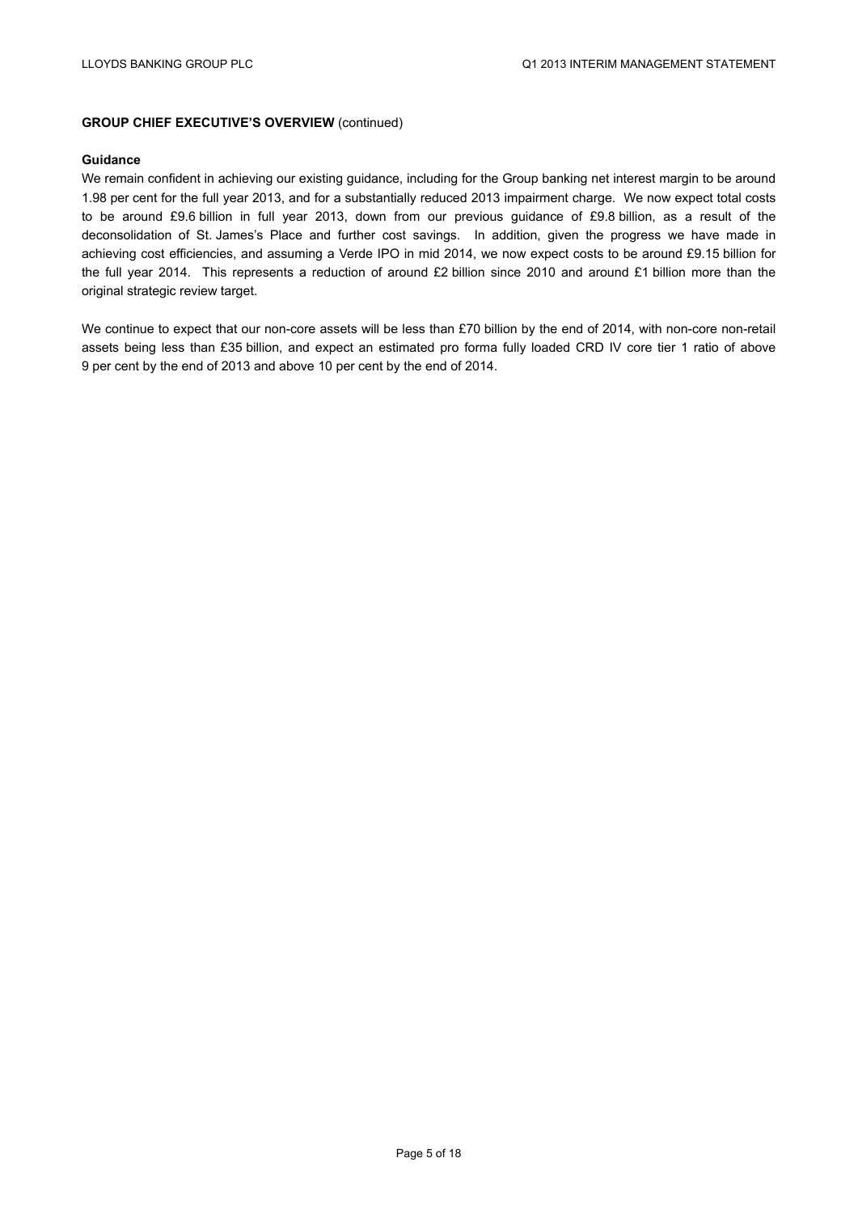**GROUP CHIEF EXECUTIVE'S OVERVIEW** (continued)

**Guidance**

We remain confident in achieving our existing guidance, including for the Group banking net interest margin to be around 1.98 per cent for the full year 2013, and for a substantially reduced 2013 impairment charge. We now expect total costs to be around £9.6 billion in full year 2013, down from our previous guidance of £9.8 billion, as a result of the deconsolidation of St. James's Place and further cost savings. In addition, given the progress we have made in achieving cost efficiencies, and assuming a Verde IPO in mid 2014, we now expect costs to be around £9.15 billion for the full year 2014. This represents a reduction of around £2 billion since 2010 and around £1 billion more than the original strategic review target.

We continue to expect that our non-core assets will be less than £70 billion by the end of 2014, with non-core non-retail assets being less than £35 billion, and expect an estimated pro forma fully loaded CRD IV core tier 1 ratio of above 9 per cent by the end of 2013 and above 10 per cent by the end of 2014.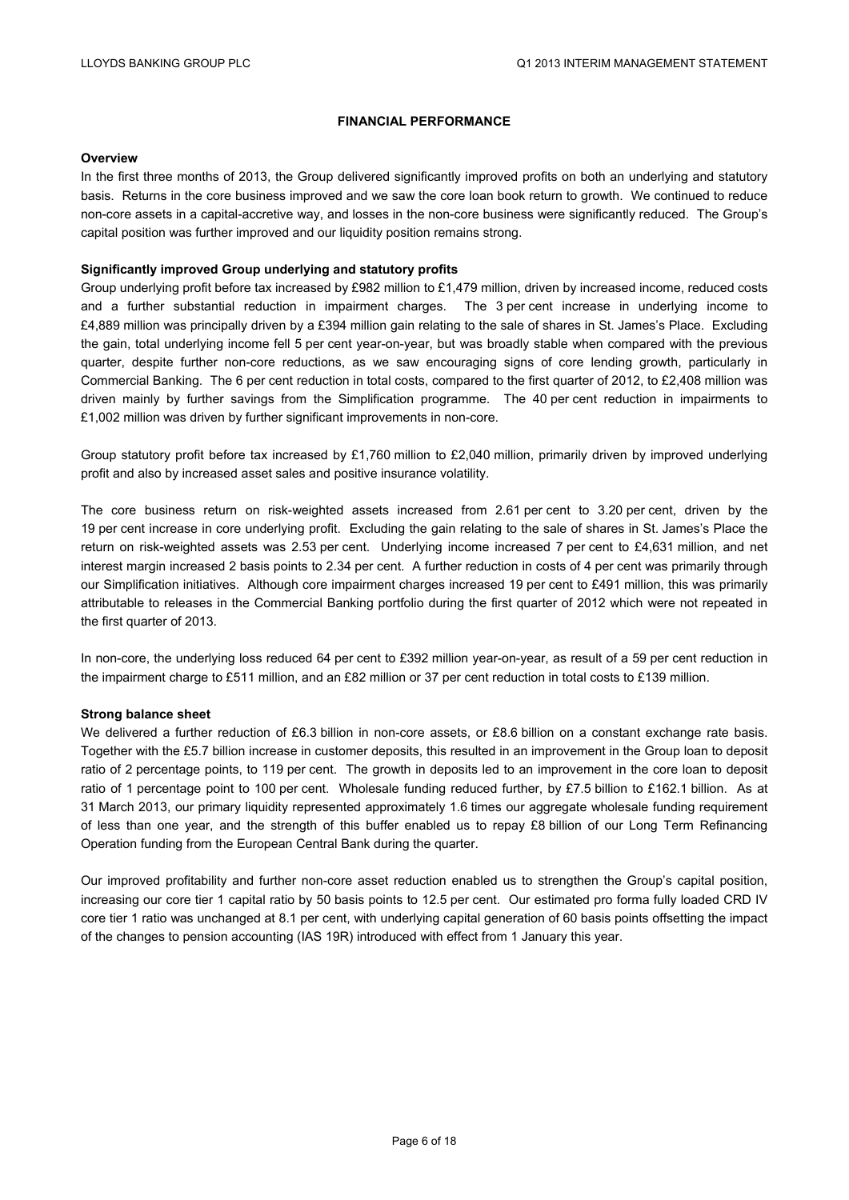## FINANCIAL PERFORMANCE

**Overview**

In the first three months of 2013, the Group delivered significantly improved profits on both an underlying and statutory basis. Returns in the core business improved and we saw the core loan book return to growth. We continued to reduce non-core assets in a capital-accretive way, and losses in the non-core business were significantly reduced. The Group's capital position was further improved and our liquidity position remains strong.

**Significantly improved Group underlying and statutory profits**

Group underlying profit before tax increased by £982 million to £1,479 million, driven by increased income, reduced costs and a further substantial reduction in impairment charges. The 3 per cent increase in underlying income to £4,889 million was principally driven by a £394 million gain relating to the sale of shares in St. James's Place. Excluding the gain, total underlying income fell 5 per cent year-on-year, but was broadly stable when compared with the previous quarter, despite further non-core reductions, as we saw encouraging signs of core lending growth, particularly in Commercial Banking. The 6 per cent reduction in total costs, compared to the first quarter of 2012, to £2,408 million was driven mainly by further savings from the Simplification programme. The 40 per cent reduction in impairments to £1,002 million was driven by further significant improvements in non-core.

Group statutory profit before tax increased by £1,760 million to £2,040 million, primarily driven by improved underlying profit and also by increased asset sales and positive insurance volatility.

The core business return on risk-weighted assets increased from 2.61 per cent to 3.20 per cent, driven by the 19 per cent increase in core underlying profit. Excluding the gain relating to the sale of shares in St. James's Place the return on risk-weighted assets was 2.53 per cent. Underlying income increased 7 per cent to £4,631 million, and net interest margin increased 2 basis points to 2.34 per cent. A further reduction in costs of 4 per cent was primarily through our Simplification initiatives. Although core impairment charges increased 19 per cent to £491 million, this was primarily attributable to releases in the Commercial Banking portfolio during the first quarter of 2012 which were not repeated in the first quarter of 2013.

In non-core, the underlying loss reduced 64 per cent to £392 million year-on-year, as result of a 59 per cent reduction in the impairment charge to £511 million, and an £82 million or 37 per cent reduction in total costs to £139 million.

**Strong balance sheet**

We delivered a further reduction of £6.3 billion in non-core assets, or £8.6 billion on a constant exchange rate basis. Together with the £5.7 billion increase in customer deposits, this resulted in an improvement in the Group loan to deposit ratio of 2 percentage points, to 119 per cent. The growth in deposits led to an improvement in the core loan to deposit ratio of 1 percentage point to 100 per cent. Wholesale funding reduced further, by £7.5 billion to £162.1 billion. As at 31 March 2013, our primary liquidity represented approximately 1.6 times our aggregate wholesale funding requirement of less than one year, and the strength of this buffer enabled us to repay £8 billion of our Long Term Refinancing Operation funding from the European Central Bank during the quarter.

Our improved profitability and further non-core asset reduction enabled us to strengthen the Group's capital position, increasing our core tier 1 capital ratio by 50 basis points to 12.5 per cent. Our estimated pro forma fully loaded CRD IV core tier 1 ratio was unchanged at 8.1 per cent, with underlying capital generation of 60 basis points offsetting the impact of the changes to pension accounting (IAS 19R) introduced with effect from 1 January this year.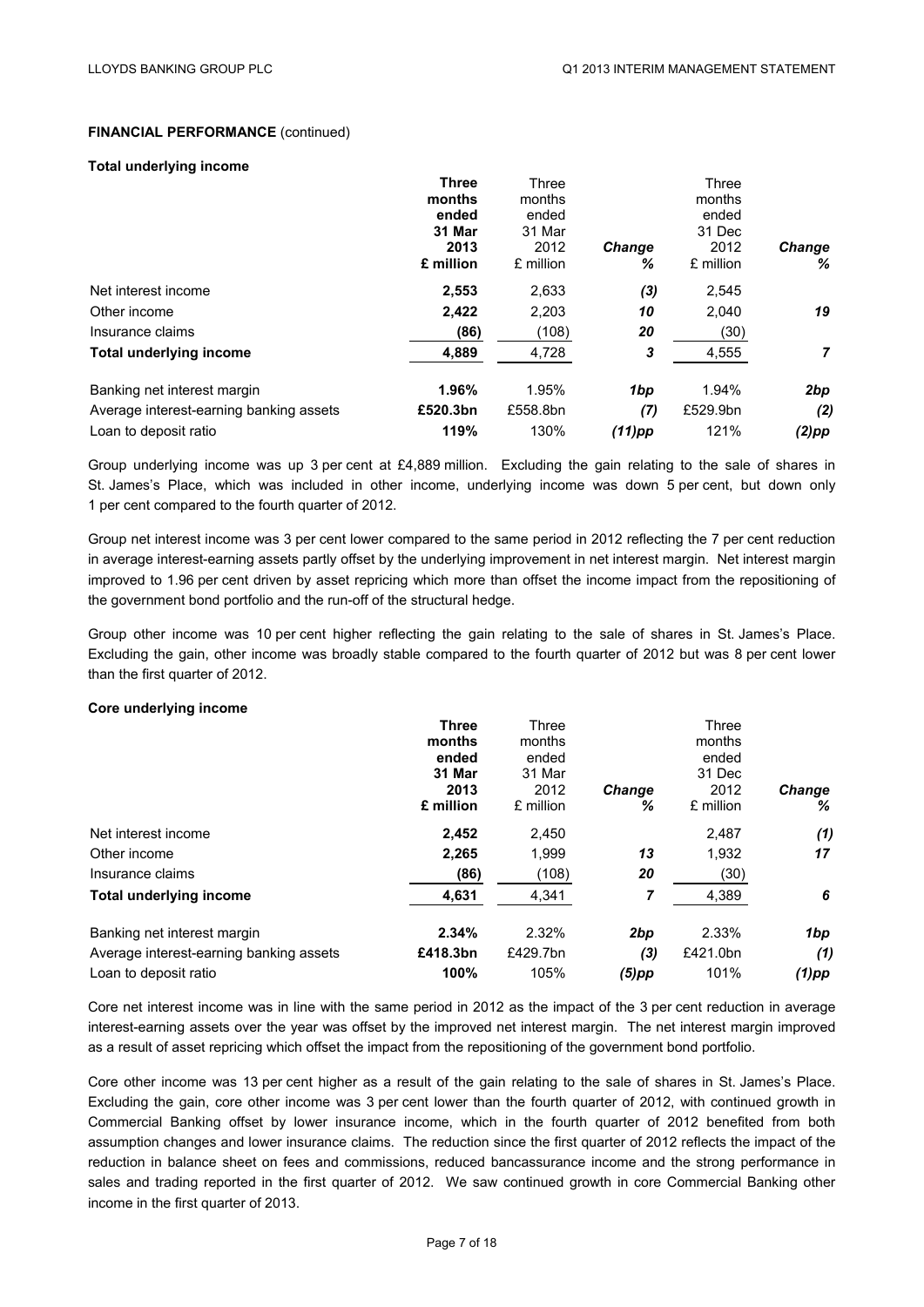**FINANCIAL PERFORMANCE** (continued)

**Total underlying income**

| | **Three months ended 31 Mar 2013 £ million** | Three months ended 31 Mar 2012 £ million | ***Change %*** | Three months ended 31 Dec 2012 £ million | ***Change %*** |
|---|---|---|---|---|---|
| Net interest income | **2,553** | 2,633 | ***(3)*** | 2,545 | |
| Other income | **2,422** | 2,203 | ***10*** | 2,040 | ***19*** |
| Insurance claims | **(86)** | (108) | ***20*** | (30) | |
| **Total underlying income** | **4,889** | 4,728 | ***3*** | 4,555 | ***7*** |
| Banking net interest margin | **1.96%** | 1.95% | ***1bp*** | 1.94% | ***2bp*** |
| Average interest-earning banking assets | **£520.3bn** | £558.8bn | ***(7)*** | £529.9bn | ***(2)*** |
| Loan to deposit ratio | **119%** | 130% | ***(11)pp*** | 121% | ***(2)pp*** |

Group underlying income was up 3 per cent at £4,889 million. Excluding the gain relating to the sale of shares in St. James's Place, which was included in other income, underlying income was down 5 per cent, but down only 1 per cent compared to the fourth quarter of 2012.

Group net interest income was 3 per cent lower compared to the same period in 2012 reflecting the 7 per cent reduction in average interest-earning assets partly offset by the underlying improvement in net interest margin. Net interest margin improved to 1.96 per cent driven by asset repricing which more than offset the income impact from the repositioning of the government bond portfolio and the run-off of the structural hedge.

Group other income was 10 per cent higher reflecting the gain relating to the sale of shares in St. James's Place. Excluding the gain, other income was broadly stable compared to the fourth quarter of 2012 but was 8 per cent lower than the first quarter of 2012.

**Core underlying income**

| | **Three months ended 31 Mar 2013 £ million** | Three months ended 31 Mar 2012 £ million | ***Change %*** | Three months ended 31 Dec 2012 £ million | ***Change %*** |
|---|---|---|---|---|---|
| Net interest income | **2,452** | 2,450 | | 2,487 | ***(1)*** |
| Other income | **2,265** | 1,999 | ***13*** | 1,932 | ***17*** |
| Insurance claims | **(86)** | (108) | ***20*** | (30) | |
| **Total underlying income** | **4,631** | 4,341 | ***7*** | 4,389 | ***6*** |
| Banking net interest margin | **2.34%** | 2.32% | ***2bp*** | 2.33% | ***1bp*** |
| Average interest-earning banking assets | **£418.3bn** | £429.7bn | ***(3)*** | £421.0bn | ***(1)*** |
| Loan to deposit ratio | **100%** | 105% | ***(5)pp*** | 101% | ***(1)pp*** |

Core net interest income was in line with the same period in 2012 as the impact of the 3 per cent reduction in average interest-earning assets over the year was offset by the improved net interest margin. The net interest margin improved as a result of asset repricing which offset the impact from the repositioning of the government bond portfolio.

Core other income was 13 per cent higher as a result of the gain relating to the sale of shares in St. James's Place. Excluding the gain, core other income was 3 per cent lower than the fourth quarter of 2012, with continued growth in Commercial Banking offset by lower insurance income, which in the fourth quarter of 2012 benefited from both assumption changes and lower insurance claims. The reduction since the first quarter of 2012 reflects the impact of the reduction in balance sheet on fees and commissions, reduced bancassurance income and the strong performance in sales and trading reported in the first quarter of 2012. We saw continued growth in core Commercial Banking other income in the first quarter of 2013.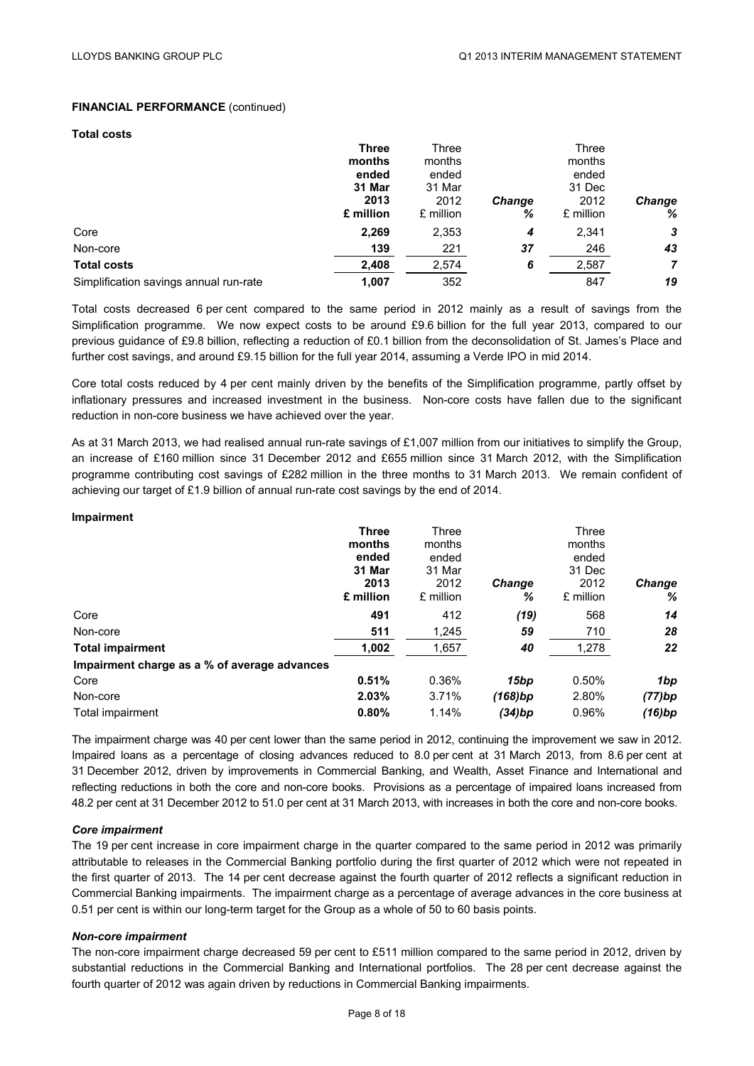**FINANCIAL PERFORMANCE** (continued)

**Total costs**

| | **Three months ended 31 Mar 2013 £ million** | Three months ended 31 Mar 2012 £ million | ***Change %*** | Three months ended 31 Dec 2012 £ million | ***Change %*** |
|---|---|---|---|---|---|
| Core | **2,269** | 2,353 | ***4*** | 2,341 | ***3*** |
| Non-core | **139** | 221 | ***37*** | 246 | ***43*** |
| **Total costs** | **2,408** | 2,574 | ***6*** | 2,587 | ***7*** |
| Simplification savings annual run-rate | **1,007** | 352 | | 847 | ***19*** |

Total costs decreased 6 per cent compared to the same period in 2012 mainly as a result of savings from the Simplification programme. We now expect costs to be around £9.6 billion for the full year 2013, compared to our previous guidance of £9.8 billion, reflecting a reduction of £0.1 billion from the deconsolidation of St. James's Place and further cost savings, and around £9.15 billion for the full year 2014, assuming a Verde IPO in mid 2014.

Core total costs reduced by 4 per cent mainly driven by the benefits of the Simplification programme, partly offset by inflationary pressures and increased investment in the business. Non-core costs have fallen due to the significant reduction in non-core business we have achieved over the year.

As at 31 March 2013, we had realised annual run-rate savings of £1,007 million from our initiatives to simplify the Group, an increase of £160 million since 31 December 2012 and £655 million since 31 March 2012, with the Simplification programme contributing cost savings of £282 million in the three months to 31 March 2013. We remain confident of achieving our target of £1.9 billion of annual run-rate cost savings by the end of 2014.

**Impairment**

| | **Three months ended 31 Mar 2013 £ million** | Three months ended 31 Mar 2012 £ million | ***Change %*** | Three months ended 31 Dec 2012 £ million | ***Change %*** |
|---|---|---|---|---|---|
| Core | **491** | 412 | ***(19)*** | 568 | ***14*** |
| Non-core | **511** | 1,245 | ***59*** | 710 | ***28*** |
| **Total impairment** | **1,002** | 1,657 | ***40*** | 1,278 | ***22*** |
| **Impairment charge as a % of average advances** | | | | | |
| Core | **0.51%** | 0.36% | ***15bp*** | 0.50% | ***1bp*** |
| Non-core | **2.03%** | 3.71% | ***(168)bp*** | 2.80% | ***(77)bp*** |
| Total impairment | **0.80%** | 1.14% | ***(34)bp*** | 0.96% | ***(16)bp*** |

The impairment charge was 40 per cent lower than the same period in 2012, continuing the improvement we saw in 2012. Impaired loans as a percentage of closing advances reduced to 8.0 per cent at 31 March 2013, from 8.6 per cent at 31 December 2012, driven by improvements in Commercial Banking, and Wealth, Asset Finance and International and reflecting reductions in both the core and non-core books. Provisions as a percentage of impaired loans increased from 48.2 per cent at 31 December 2012 to 51.0 per cent at 31 March 2013, with increases in both the core and non-core books.

***Core impairment***

The 19 per cent increase in core impairment charge in the quarter compared to the same period in 2012 was primarily attributable to releases in the Commercial Banking portfolio during the first quarter of 2012 which were not repeated in the first quarter of 2013. The 14 per cent decrease against the fourth quarter of 2012 reflects a significant reduction in Commercial Banking impairments. The impairment charge as a percentage of average advances in the core business at 0.51 per cent is within our long-term target for the Group as a whole of 50 to 60 basis points.

***Non-core impairment***

The non-core impairment charge decreased 59 per cent to £511 million compared to the same period in 2012, driven by substantial reductions in the Commercial Banking and International portfolios. The 28 per cent decrease against the fourth quarter of 2012 was again driven by reductions in Commercial Banking impairments.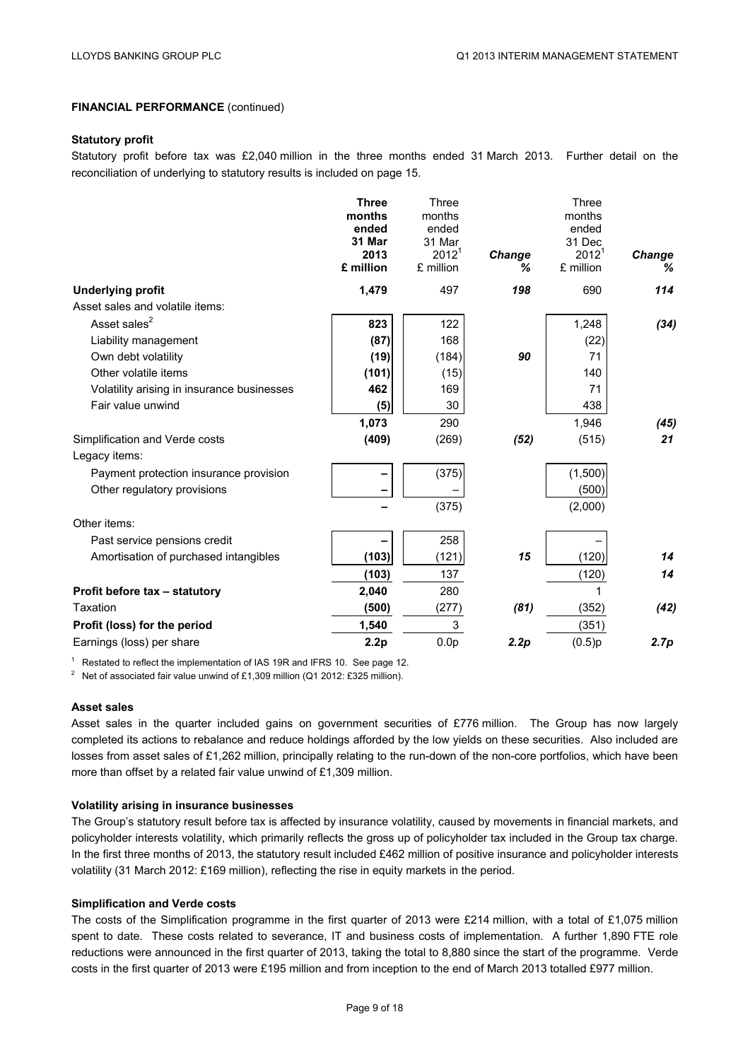**FINANCIAL PERFORMANCE** (continued)

**Statutory profit**

Statutory profit before tax was £2,040 million in the three months ended 31 March 2013. Further detail on the reconciliation of underlying to statutory results is included on page 15.

| | **Three months ended 31 Mar 2013 £ million** | Three months ended 31 Mar 2012[1] £ million | ***Change %*** | Three months ended 31 Dec 2012[1] £ million | ***Change %*** |
|---|---|---|---|---|---|
| **Underlying profit** | **1,479** | 497 | ***198*** | 690 | ***114*** |
| Asset sales and volatile items: | | | | | |
| Asset sales[2] | **823** | 122 | | 1,248 | ***(34)*** |
| Liability management | **(87)** | 168 | | (22) | |
| Own debt volatility | **(19)** | (184) | ***90*** | 71 | |
| Other volatile items | **(101)** | (15) | | 140 | |
| Volatility arising in insurance businesses | **462** | 169 | | 71 | |
| Fair value unwind | **(5)** | 30 | | 438 | |
| | **1,073** | 290 | | 1,946 | ***(45)*** |
| Simplification and Verde costs | **(409)** | (269) | ***(52)*** | (515) | ***21*** |
| Legacy items: | | | | | |
| Payment protection insurance provision | **–** | (375) | | (1,500) | |
| Other regulatory provisions | **–** | – | | (500) | |
| | **–** | (375) | | (2,000) | |
| Other items: | | | | | |
| Past service pensions credit | **–** | 258 | | – | |
| Amortisation of purchased intangibles | **(103)** | (121) | ***15*** | (120) | ***14*** |
| | **(103)** | 137 | | (120) | ***14*** |
| **Profit before tax – statutory** | **2,040** | 280 | | 1 | |
| Taxation | **(500)** | (277) | ***(81)*** | (352) | ***(42)*** |
| **Profit (loss) for the period** | **1,540** | 3 | | (351) | |
| Earnings (loss) per share | **2.2p** | 0.0p | ***2.2p*** | (0.5)p | ***2.7p*** |

[1] Restated to reflect the implementation of IAS 19R and IFRS 10. See page 12.

[2] Net of associated fair value unwind of £1,309 million (Q1 2012: £325 million).

**Asset sales**

Asset sales in the quarter included gains on government securities of £776 million. The Group has now largely completed its actions to rebalance and reduce holdings afforded by the low yields on these securities. Also included are losses from asset sales of £1,262 million, principally relating to the run-down of the non-core portfolios, which have been more than offset by a related fair value unwind of £1,309 million.

**Volatility arising in insurance businesses**

The Group's statutory result before tax is affected by insurance volatility, caused by movements in financial markets, and policyholder interests volatility, which primarily reflects the gross up of policyholder tax included in the Group tax charge. In the first three months of 2013, the statutory result included £462 million of positive insurance and policyholder interests volatility (31 March 2012: £169 million), reflecting the rise in equity markets in the period.

**Simplification and Verde costs**

The costs of the Simplification programme in the first quarter of 2013 were £214 million, with a total of £1,075 million spent to date. These costs related to severance, IT and business costs of implementation. A further 1,890 FTE role reductions were announced in the first quarter of 2013, taking the total to 8,880 since the start of the programme. Verde costs in the first quarter of 2013 were £195 million and from inception to the end of March 2013 totalled £977 million.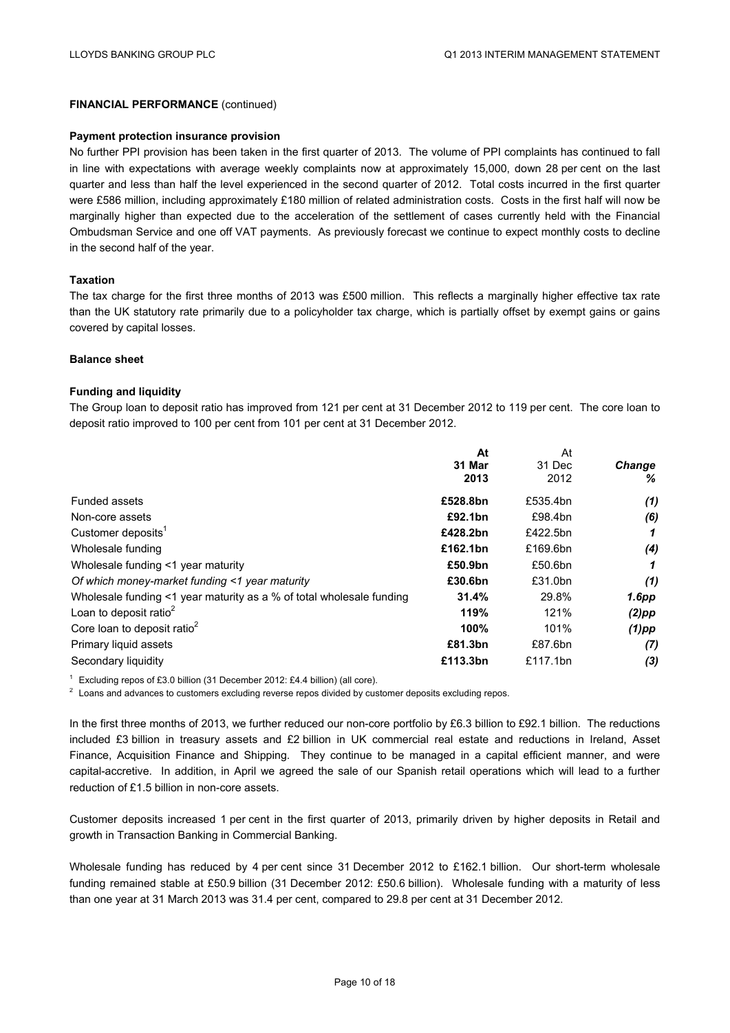**FINANCIAL PERFORMANCE** (continued)

**Payment protection insurance provision**

No further PPI provision has been taken in the first quarter of 2013. The volume of PPI complaints has continued to fall in line with expectations with average weekly complaints now at approximately 15,000, down 28 per cent on the last quarter and less than half the level experienced in the second quarter of 2012. Total costs incurred in the first quarter were £586 million, including approximately £180 million of related administration costs. Costs in the first half will now be marginally higher than expected due to the acceleration of the settlement of cases currently held with the Financial Ombudsman Service and one off VAT payments. As previously forecast we continue to expect monthly costs to decline in the second half of the year.

**Taxation**

The tax charge for the first three months of 2013 was £500 million. This reflects a marginally higher effective tax rate than the UK statutory rate primarily due to a policyholder tax charge, which is partially offset by exempt gains or gains covered by capital losses.

**Balance sheet**

**Funding and liquidity**

The Group loan to deposit ratio has improved from 121 per cent at 31 December 2012 to 119 per cent. The core loan to deposit ratio improved to 100 per cent from 101 per cent at 31 December 2012.

| | **At 31 Mar 2013** | At 31 Dec 2012 | ***Change %*** |
|---|---|---|---|
| Funded assets | **£528.8bn** | £535.4bn | ***(1)*** |
| Non-core assets | **£92.1bn** | £98.4bn | ***(6)*** |
| Customer deposits[1] | **£428.2bn** | £422.5bn | ***1*** |
| Wholesale funding | **£162.1bn** | £169.6bn | ***(4)*** |
| Wholesale funding <1 year maturity | **£50.9bn** | £50.6bn | ***1*** |
| *Of which money-market funding <1 year maturity* | **£30.6bn** | £31.0bn | ***(1)*** |
| Wholesale funding <1 year maturity as a % of total wholesale funding | **31.4%** | 29.8% | ***1.6pp*** |
| Loan to deposit ratio[2] | **119%** | 121% | ***(2)pp*** |
| Core loan to deposit ratio[2] | **100%** | 101% | ***(1)pp*** |
| Primary liquid assets | **£81.3bn** | £87.6bn | ***(7)*** |
| Secondary liquidity | **£113.3bn** | £117.1bn | ***(3)*** |

[1] Excluding repos of £3.0 billion (31 December 2012: £4.4 billion) (all core).

[2] Loans and advances to customers excluding reverse repos divided by customer deposits excluding repos.

In the first three months of 2013, we further reduced our non-core portfolio by £6.3 billion to £92.1 billion. The reductions included £3 billion in treasury assets and £2 billion in UK commercial real estate and reductions in Ireland, Asset Finance, Acquisition Finance and Shipping. They continue to be managed in a capital efficient manner, and were capital-accretive. In addition, in April we agreed the sale of our Spanish retail operations which will lead to a further reduction of £1.5 billion in non-core assets.

Customer deposits increased 1 per cent in the first quarter of 2013, primarily driven by higher deposits in Retail and growth in Transaction Banking in Commercial Banking.

Wholesale funding has reduced by 4 per cent since 31 December 2012 to £162.1 billion. Our short-term wholesale funding remained stable at £50.9 billion (31 December 2012: £50.6 billion). Wholesale funding with a maturity of less than one year at 31 March 2013 was 31.4 per cent, compared to 29.8 per cent at 31 December 2012.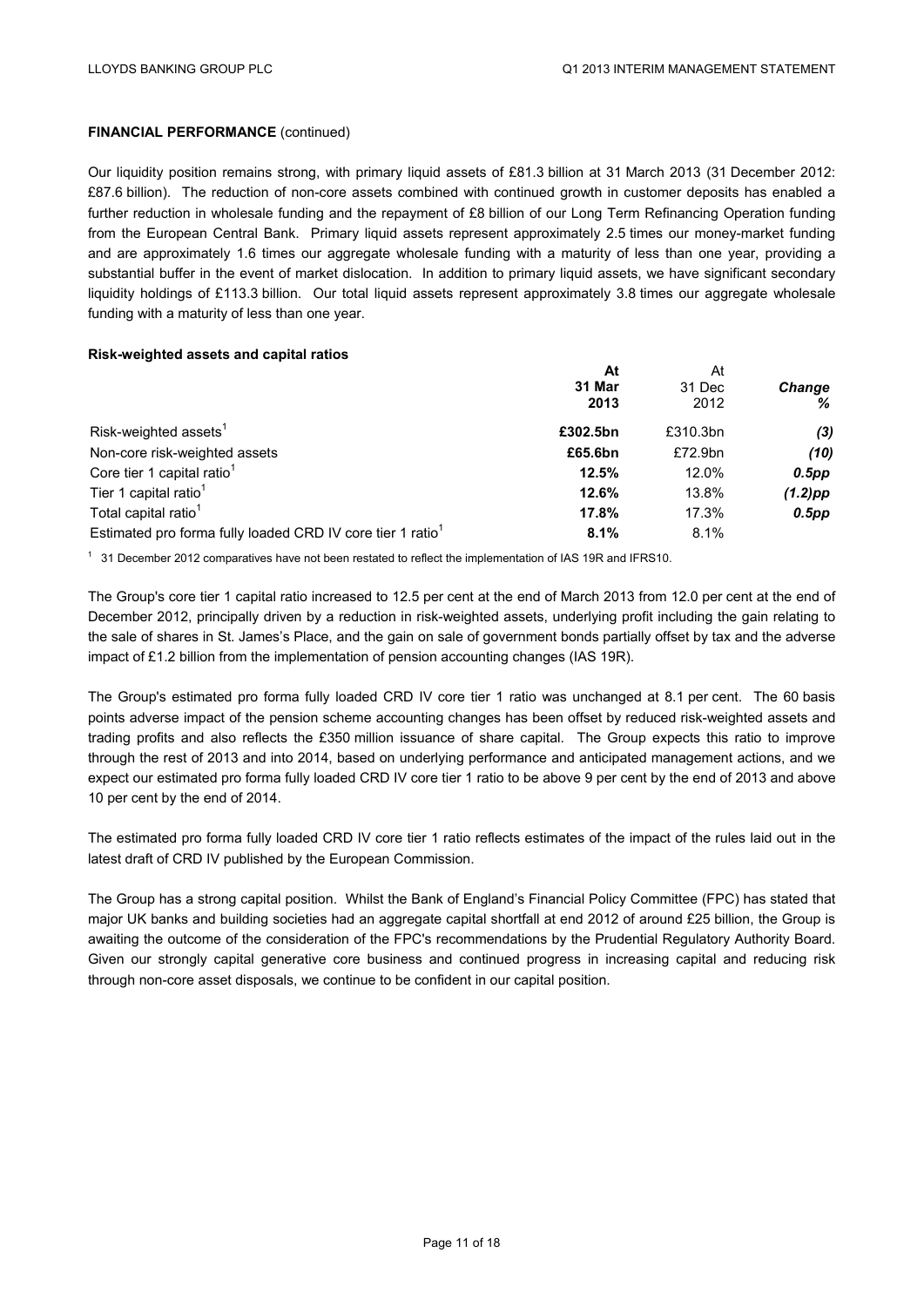**FINANCIAL PERFORMANCE** (continued)

Our liquidity position remains strong, with primary liquid assets of £81.3 billion at 31 March 2013 (31 December 2012: £87.6 billion). The reduction of non-core assets combined with continued growth in customer deposits has enabled a further reduction in wholesale funding and the repayment of £8 billion of our Long Term Refinancing Operation funding from the European Central Bank. Primary liquid assets represent approximately 2.5 times our money-market funding and are approximately 1.6 times our aggregate wholesale funding with a maturity of less than one year, providing a substantial buffer in the event of market dislocation. In addition to primary liquid assets, we have significant secondary liquidity holdings of £113.3 billion. Our total liquid assets represent approximately 3.8 times our aggregate wholesale funding with a maturity of less than one year.

**Risk-weighted assets and capital ratios**

| | **At 31 Mar 2013** | At 31 Dec 2012 | ***Change %*** |
|---|---|---|---|
| Risk-weighted assets[1] | **£302.5bn** | £310.3bn | ***(3)*** |
| Non-core risk-weighted assets | **£65.6bn** | £72.9bn | ***(10)*** |
| Core tier 1 capital ratio[1] | **12.5%** | 12.0% | ***0.5pp*** |
| Tier 1 capital ratio[1] | **12.6%** | 13.8% | ***(1.2)pp*** |
| Total capital ratio[1] | **17.8%** | 17.3% | ***0.5pp*** |
| Estimated pro forma fully loaded CRD IV core tier 1 ratio[1] | **8.1%** | 8.1% | |

[1] 31 December 2012 comparatives have not been restated to reflect the implementation of IAS 19R and IFRS10.

The Group's core tier 1 capital ratio increased to 12.5 per cent at the end of March 2013 from 12.0 per cent at the end of December 2012, principally driven by a reduction in risk-weighted assets, underlying profit including the gain relating to the sale of shares in St. James's Place, and the gain on sale of government bonds partially offset by tax and the adverse impact of £1.2 billion from the implementation of pension accounting changes (IAS 19R).

The Group's estimated pro forma fully loaded CRD IV core tier 1 ratio was unchanged at 8.1 per cent. The 60 basis points adverse impact of the pension scheme accounting changes has been offset by reduced risk-weighted assets and trading profits and also reflects the £350 million issuance of share capital. The Group expects this ratio to improve through the rest of 2013 and into 2014, based on underlying performance and anticipated management actions, and we expect our estimated pro forma fully loaded CRD IV core tier 1 ratio to be above 9 per cent by the end of 2013 and above 10 per cent by the end of 2014.

The estimated pro forma fully loaded CRD IV core tier 1 ratio reflects estimates of the impact of the rules laid out in the latest draft of CRD IV published by the European Commission.

The Group has a strong capital position. Whilst the Bank of England's Financial Policy Committee (FPC) has stated that major UK banks and building societies had an aggregate capital shortfall at end 2012 of around £25 billion, the Group is awaiting the outcome of the consideration of the FPC's recommendations by the Prudential Regulatory Authority Board. Given our strongly capital generative core business and continued progress in increasing capital and reducing risk through non-core asset disposals, we continue to be confident in our capital position.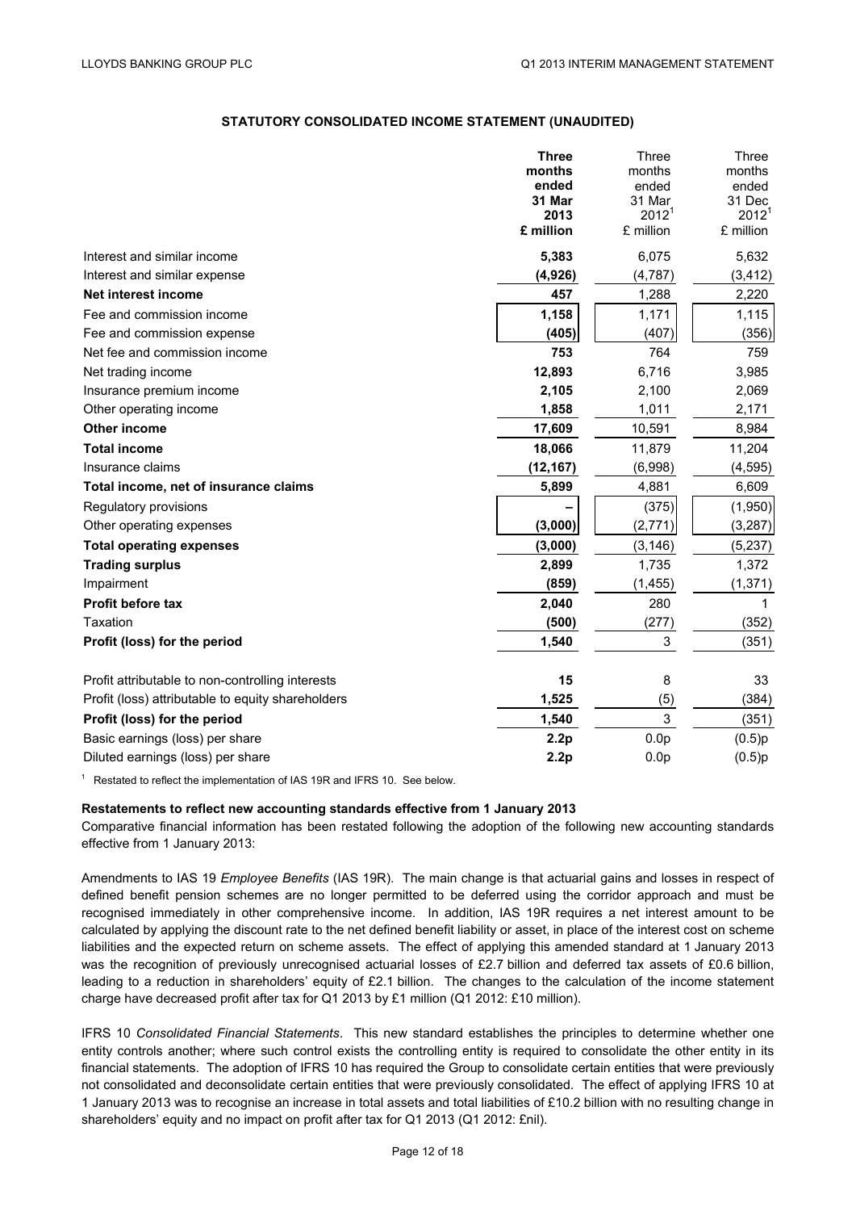## STATUTORY CONSOLIDATED INCOME STATEMENT (UNAUDITED)

| | **Three months ended 31 Mar 2013 £ million** | Three months ended 31 Mar 2012[1] £ million | Three months ended 31 Dec 2012[1] £ million |
|---|---|---|---|
| Interest and similar income | **5,383** | 6,075 | 5,632 |
| Interest and similar expense | **(4,926)** | (4,787) | (3,412) |
| **Net interest income** | **457** | 1,288 | 2,220 |
| Fee and commission income | **1,158** | 1,171 | 1,115 |
| Fee and commission expense | **(405)** | (407) | (356) |
| Net fee and commission income | **753** | 764 | 759 |
| Net trading income | **12,893** | 6,716 | 3,985 |
| Insurance premium income | **2,105** | 2,100 | 2,069 |
| Other operating income | **1,858** | 1,011 | 2,171 |
| **Other income** | **17,609** | 10,591 | 8,984 |
| **Total income** | **18,066** | 11,879 | 11,204 |
| Insurance claims | **(12,167)** | (6,998) | (4,595) |
| **Total income, net of insurance claims** | **5,899** | 4,881 | 6,609 |
| Regulatory provisions | **–** | (375) | (1,950) |
| Other operating expenses | **(3,000)** | (2,771) | (3,287) |
| **Total operating expenses** | **(3,000)** | (3,146) | (5,237) |
| **Trading surplus** | **2,899** | 1,735 | 1,372 |
| Impairment | **(859)** | (1,455) | (1,371) |
| **Profit before tax** | **2,040** | 280 | 1 |
| Taxation | **(500)** | (277) | (352) |
| **Profit (loss) for the period** | **1,540** | 3 | (351) |
| | | | |
| Profit attributable to non-controlling interests | **15** | 8 | 33 |
| Profit (loss) attributable to equity shareholders | **1,525** | (5) | (384) |
| **Profit (loss) for the period** | **1,540** | 3 | (351) |
| Basic earnings (loss) per share | **2.2p** | 0.0p | (0.5)p |
| Diluted earnings (loss) per share | **2.2p** | 0.0p | (0.5)p |

[1] Restated to reflect the implementation of IAS 19R and IFRS 10. See below.

**Restatements to reflect new accounting standards effective from 1 January 2013**

Comparative financial information has been restated following the adoption of the following new accounting standards effective from 1 January 2013:

Amendments to IAS 19 *Employee Benefits* (IAS 19R). The main change is that actuarial gains and losses in respect of defined benefit pension schemes are no longer permitted to be deferred using the corridor approach and must be recognised immediately in other comprehensive income. In addition, IAS 19R requires a net interest amount to be calculated by applying the discount rate to the net defined benefit liability or asset, in place of the interest cost on scheme liabilities and the expected return on scheme assets. The effect of applying this amended standard at 1 January 2013 was the recognition of previously unrecognised actuarial losses of £2.7 billion and deferred tax assets of £0.6 billion, leading to a reduction in shareholders' equity of £2.1 billion. The changes to the calculation of the income statement charge have decreased profit after tax for Q1 2013 by £1 million (Q1 2012: £10 million).

IFRS 10 *Consolidated Financial Statements*. This new standard establishes the principles to determine whether one entity controls another; where such control exists the controlling entity is required to consolidate the other entity in its financial statements. The adoption of IFRS 10 has required the Group to consolidate certain entities that were previously not consolidated and deconsolidate certain entities that were previously consolidated. The effect of applying IFRS 10 at 1 January 2013 was to recognise an increase in total assets and total liabilities of £10.2 billion with no resulting change in shareholders' equity and no impact on profit after tax for Q1 2013 (Q1 2012: £nil).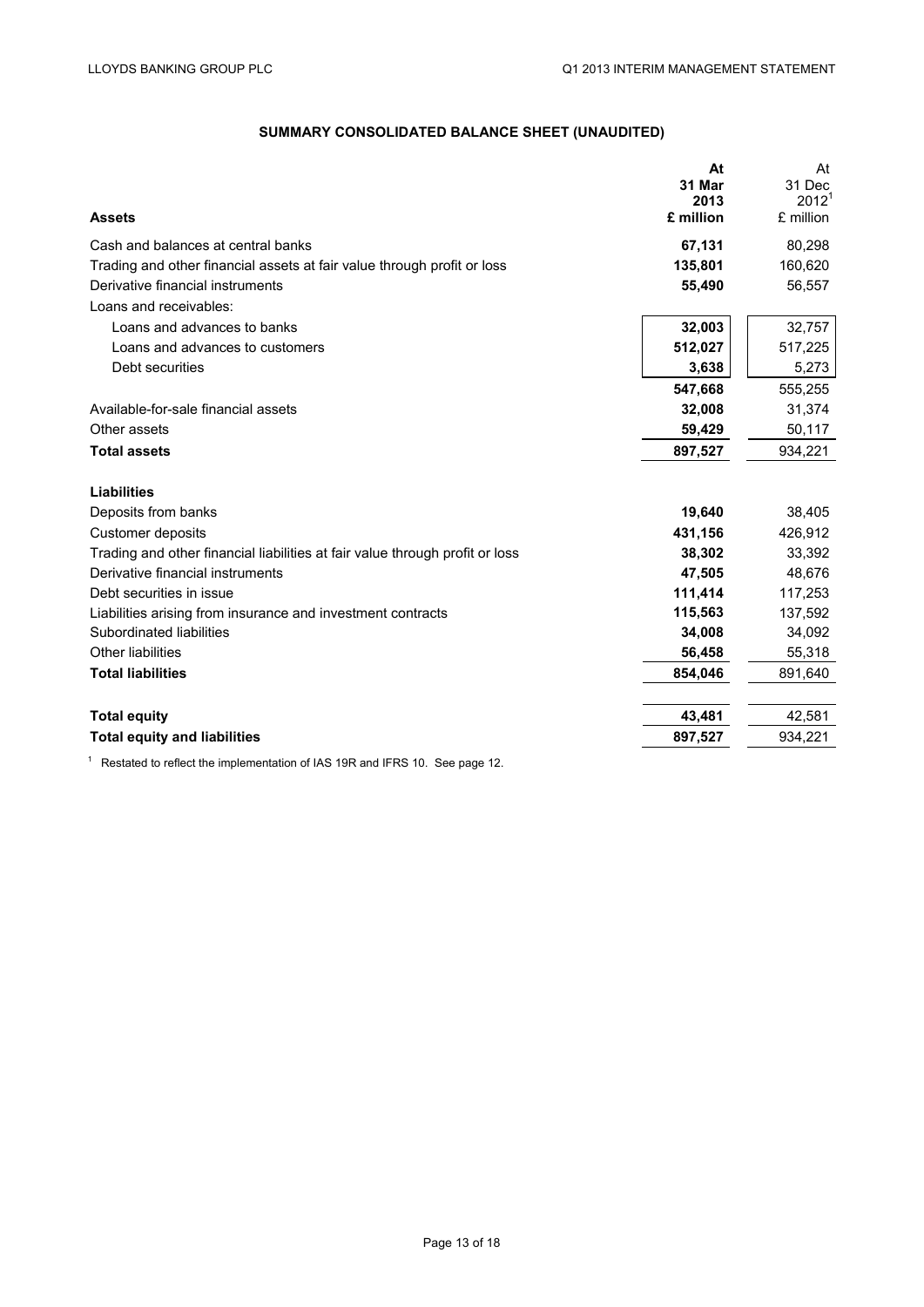## SUMMARY CONSOLIDATED BALANCE SHEET (UNAUDITED)

| **Assets** | **At 31 Mar 2013 £ million** | At 31 Dec 2012[1] £ million |
|---|---|---|
| Cash and balances at central banks | **67,131** | 80,298 |
| Trading and other financial assets at fair value through profit or loss | **135,801** | 160,620 |
| Derivative financial instruments | **55,490** | 56,557 |
| Loans and receivables: | | |
| Loans and advances to banks | **32,003** | 32,757 |
| Loans and advances to customers | **512,027** | 517,225 |
| Debt securities | **3,638** | 5,273 |
| | **547,668** | 555,255 |
| Available-for-sale financial assets | **32,008** | 31,374 |
| Other assets | **59,429** | 50,117 |
| **Total assets** | **897,527** | 934,221 |
| **Liabilities** | | |
| Deposits from banks | **19,640** | 38,405 |
| Customer deposits | **431,156** | 426,912 |
| Trading and other financial liabilities at fair value through profit or loss | **38,302** | 33,392 |
| Derivative financial instruments | **47,505** | 48,676 |
| Debt securities in issue | **111,414** | 117,253 |
| Liabilities arising from insurance and investment contracts | **115,563** | 137,592 |
| Subordinated liabilities | **34,008** | 34,092 |
| Other liabilities | **56,458** | 55,318 |
| **Total liabilities** | **854,046** | 891,640 |
| **Total equity** | **43,481** | 42,581 |
| **Total equity and liabilities** | **897,527** | 934,221 |

[1] Restated to reflect the implementation of IAS 19R and IFRS 10. See page 12.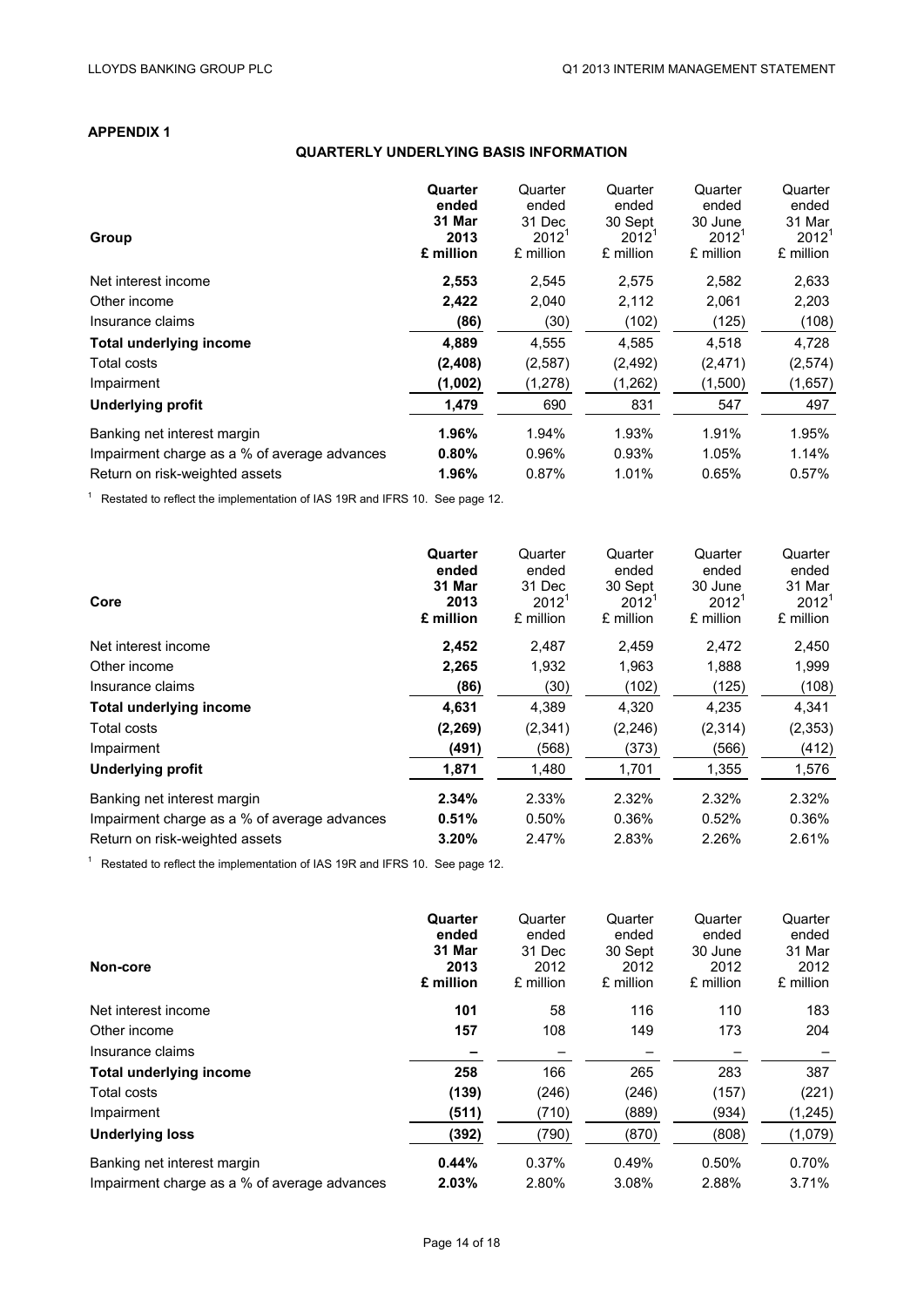## APPENDIX 1

### QUARTERLY UNDERLYING BASIS INFORMATION

| Group | **Quarter ended 31 Mar 2013 £ million** | Quarter ended 31 Dec 2012[1] £ million | Quarter ended 30 Sept 2012[1] £ million | Quarter ended 30 June 2012[1] £ million | Quarter ended 31 Mar 2012[1] £ million |
|---|---|---|---|---|---|
| Net interest income | **2,553** | 2,545 | 2,575 | 2,582 | 2,633 |
| Other income | **2,422** | 2,040 | 2,112 | 2,061 | 2,203 |
| Insurance claims | **(86)** | (30) | (102) | (125) | (108) |
| **Total underlying income** | **4,889** | 4,555 | 4,585 | 4,518 | 4,728 |
| Total costs | **(2,408)** | (2,587) | (2,492) | (2,471) | (2,574) |
| Impairment | **(1,002)** | (1,278) | (1,262) | (1,500) | (1,657) |
| **Underlying profit** | **1,479** | 690 | 831 | 547 | 497 |
| Banking net interest margin | **1.96%** | 1.94% | 1.93% | 1.91% | 1.95% |
| Impairment charge as a % of average advances | **0.80%** | 0.96% | 0.93% | 1.05% | 1.14% |
| Return on risk-weighted assets | **1.96%** | 0.87% | 1.01% | 0.65% | 0.57% |

[1] Restated to reflect the implementation of IAS 19R and IFRS 10. See page 12.

| Core | **Quarter ended 31 Mar 2013 £ million** | Quarter ended 31 Dec 2012[1] £ million | Quarter ended 30 Sept 2012[1] £ million | Quarter ended 30 June 2012[1] £ million | Quarter ended 31 Mar 2012[1] £ million |
|---|---|---|---|---|---|
| Net interest income | **2,452** | 2,487 | 2,459 | 2,472 | 2,450 |
| Other income | **2,265** | 1,932 | 1,963 | 1,888 | 1,999 |
| Insurance claims | **(86)** | (30) | (102) | (125) | (108) |
| **Total underlying income** | **4,631** | 4,389 | 4,320 | 4,235 | 4,341 |
| Total costs | **(2,269)** | (2,341) | (2,246) | (2,314) | (2,353) |
| Impairment | **(491)** | (568) | (373) | (566) | (412) |
| **Underlying profit** | **1,871** | 1,480 | 1,701 | 1,355 | 1,576 |
| Banking net interest margin | **2.34%** | 2.33% | 2.32% | 2.32% | 2.32% |
| Impairment charge as a % of average advances | **0.51%** | 0.50% | 0.36% | 0.52% | 0.36% |
| Return on risk-weighted assets | **3.20%** | 2.47% | 2.83% | 2.26% | 2.61% |

[1] Restated to reflect the implementation of IAS 19R and IFRS 10. See page 12.

| Non-core | **Quarter ended 31 Mar 2013 £ million** | Quarter ended 31 Dec 2012 £ million | Quarter ended 30 Sept 2012 £ million | Quarter ended 30 June 2012 £ million | Quarter ended 31 Mar 2012 £ million |
|---|---|---|---|---|---|
| Net interest income | **101** | 58 | 116 | 110 | 183 |
| Other income | **157** | 108 | 149 | 173 | 204 |
| Insurance claims | **–** | – | – | – | – |
| **Total underlying income** | **258** | 166 | 265 | 283 | 387 |
| Total costs | **(139)** | (246) | (246) | (157) | (221) |
| Impairment | **(511)** | (710) | (889) | (934) | (1,245) |
| **Underlying loss** | **(392)** | (790) | (870) | (808) | (1,079) |
| Banking net interest margin | **0.44%** | 0.37% | 0.49% | 0.50% | 0.70% |
| Impairment charge as a % of average advances | **2.03%** | 2.80% | 3.08% | 2.88% | 3.71% |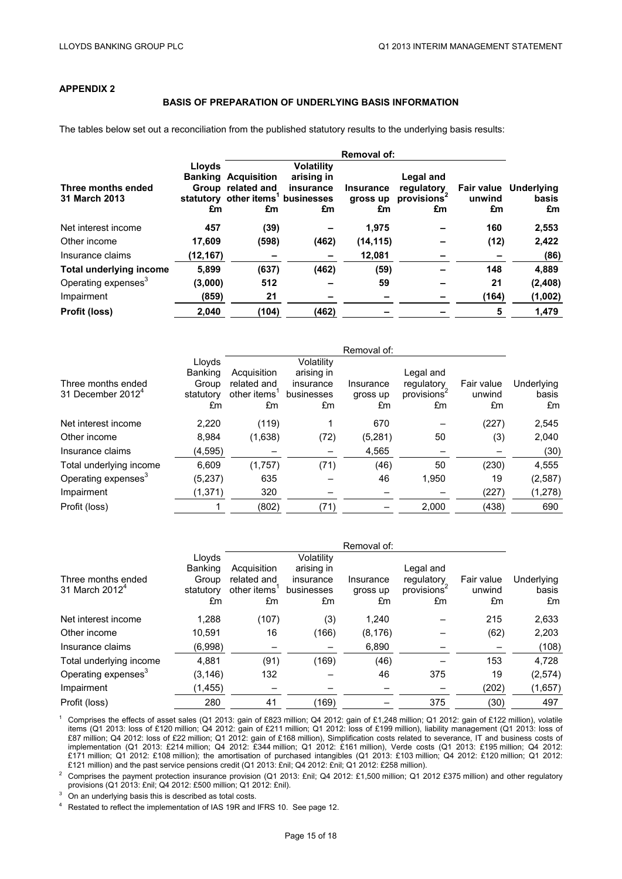## APPENDIX 2

### BASIS OF PREPARATION OF UNDERLYING BASIS INFORMATION

The tables below set out a reconciliation from the published statutory results to the underlying basis results:

| | | Removal of: | | | | | |
|---|---|---|---|---|---|---|---|
| **Three months ended 31 March 2013** | **Lloyds Banking Group statutory £m** | **Acquisition related and other items[1] £m** | **Volatility arising in insurance businesses £m** | **Insurance gross up £m** | **Legal and regulatory provisions[2] £m** | **Fair value unwind £m** | **Underlying basis £m** |
| Net interest income | **457** | **(39)** | **–** | **1,975** | **–** | **160** | **2,553** |
| Other income | **17,609** | **(598)** | **(462)** | **(14,115)** | **–** | **(12)** | **2,422** |
| Insurance claims | **(12,167)** | **–** | **–** | **12,081** | **–** | **–** | **(86)** |
| **Total underlying income** | **5,899** | **(637)** | **(462)** | **(59)** | **–** | **148** | **4,889** |
| Operating expenses[3] | **(3,000)** | **512** | **–** | **59** | **–** | **21** | **(2,408)** |
| Impairment | **(859)** | **21** | **–** | **–** | **–** | **(164)** | **(1,002)** |
| **Profit (loss)** | **2,040** | **(104)** | **(462)** | **–** | **–** | **5** | **1,479** |

| | | Removal of: | | | | | |
|---|---|---|---|---|---|---|---|
| Three months ended 31 December 2012[4] | Lloyds Banking Group statutory £m | Acquisition related and other items[1] £m | Volatility arising in insurance businesses £m | Insurance gross up £m | Legal and regulatory provisions[2] £m | Fair value unwind £m | Underlying basis £m |
| Net interest income | 2,220 | (119) | 1 | 670 | – | (227) | 2,545 |
| Other income | 8,984 | (1,638) | (72) | (5,281) | 50 | (3) | 2,040 |
| Insurance claims | (4,595) | – | – | 4,565 | – | – | (30) |
| Total underlying income | 6,609 | (1,757) | (71) | (46) | 50 | (230) | 4,555 |
| Operating expenses[3] | (5,237) | 635 | – | 46 | 1,950 | 19 | (2,587) |
| Impairment | (1,371) | 320 | – | – | – | (227) | (1,278) |
| Profit (loss) | 1 | (802) | (71) | – | 2,000 | (438) | 690 |

| | | Removal of: | | | | | |
|---|---|---|---|---|---|---|---|
| Three months ended 31 March 2012[4] | Lloyds Banking Group statutory £m | Acquisition related and other items[1] £m | Volatility arising in insurance businesses £m | Insurance gross up £m | Legal and regulatory provisions[2] £m | Fair value unwind £m | Underlying basis £m |
| Net interest income | 1,288 | (107) | (3) | 1,240 | – | 215 | 2,633 |
| Other income | 10,591 | 16 | (166) | (8,176) | – | (62) | 2,203 |
| Insurance claims | (6,998) | – | – | 6,890 | – | – | (108) |
| Total underlying income | 4,881 | (91) | (169) | (46) | – | 153 | 4,728 |
| Operating expenses[3] | (3,146) | 132 | – | 46 | 375 | 19 | (2,574) |
| Impairment | (1,455) | – | – | – | – | (202) | (1,657) |
| Profit (loss) | 280 | 41 | (169) | – | 375 | (30) | 497 |

[1] Comprises the effects of asset sales (Q1 2013: gain of £823 million; Q4 2012: gain of £1,248 million; Q1 2012: gain of £122 million), volatile items (Q1 2013: loss of £120 million; Q4 2012: gain of £211 million; Q1 2012: loss of £199 million), liability management (Q1 2013: loss of £87 million; Q4 2012: loss of £22 million; Q1 2012: gain of £168 million), Simplification costs related to severance, IT and business costs of implementation (Q1 2013: £214 million; Q4 2012: £344 million; Q1 2012: £161 million), Verde costs (Q1 2013: £195 million; Q4 2012: £171 million; Q1 2012: £108 million); the amortisation of purchased intangibles (Q1 2013: £103 million; Q4 2012: £120 million; Q1 2012: £121 million) and the past service pensions credit (Q1 2013: £nil; Q4 2012: £nil; Q1 2012: £258 million).

[2] Comprises the payment protection insurance provision (Q1 2013: £nil; Q4 2012: £1,500 million; Q1 2012 £375 million) and other regulatory provisions (Q1 2013: £nil; Q4 2012: £500 million; Q1 2012: £nil).

[3] On an underlying basis this is described as total costs.

[4] Restated to reflect the implementation of IAS 19R and IFRS 10. See page 12.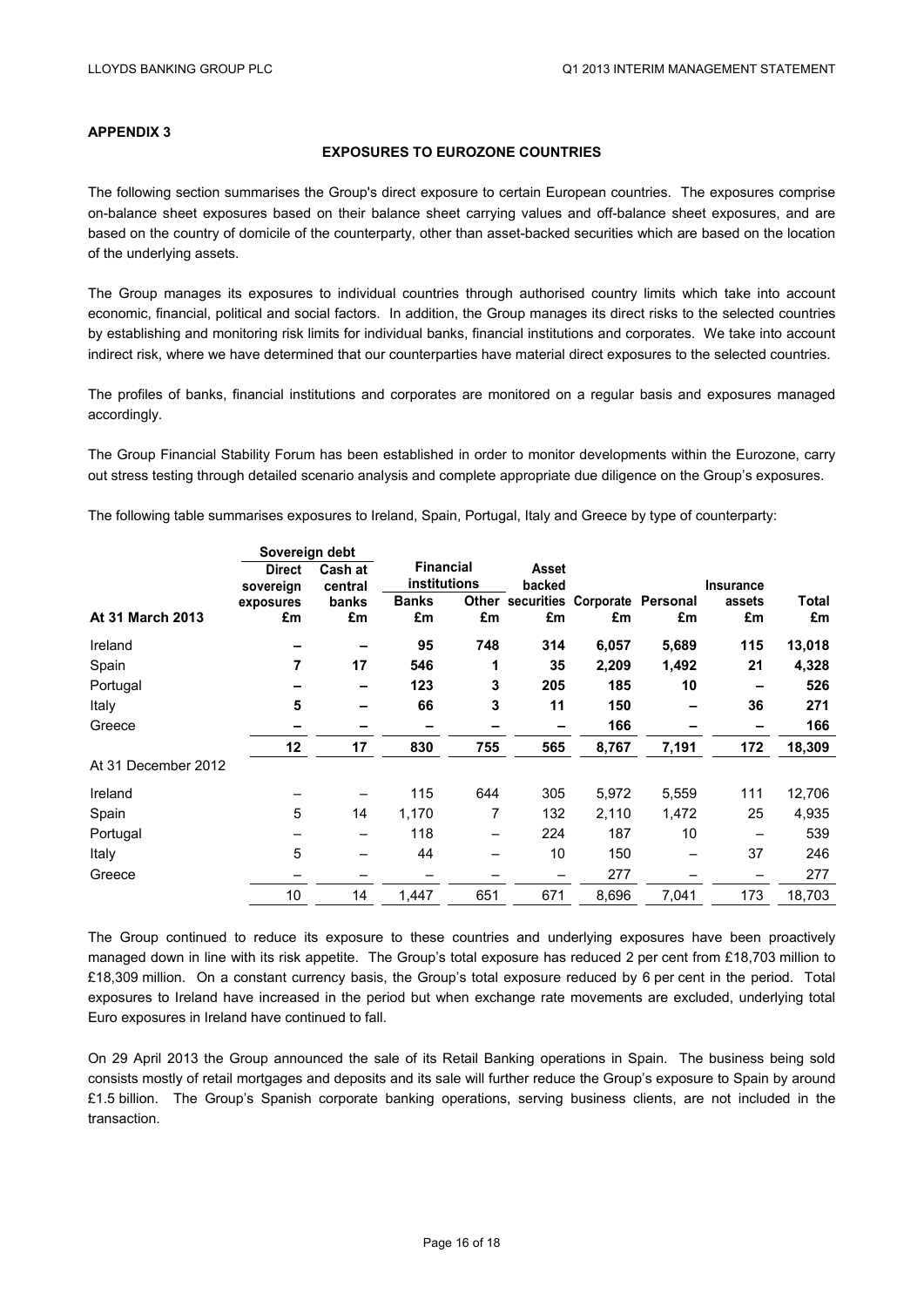## APPENDIX 3

### EXPOSURES TO EUROZONE COUNTRIES

The following section summarises the Group's direct exposure to certain European countries. The exposures comprise on-balance sheet exposures based on their balance sheet carrying values and off-balance sheet exposures, and are based on the country of domicile of the counterparty, other than asset-backed securities which are based on the location of the underlying assets.

The Group manages its exposures to individual countries through authorised country limits which take into account economic, financial, political and social factors. In addition, the Group manages its direct risks to the selected countries by establishing and monitoring risk limits for individual banks, financial institutions and corporates. We take into account indirect risk, where we have determined that our counterparties have material direct exposures to the selected countries.

The profiles of banks, financial institutions and corporates are monitored on a regular basis and exposures managed accordingly.

The Group Financial Stability Forum has been established in order to monitor developments within the Eurozone, carry out stress testing through detailed scenario analysis and complete appropriate due diligence on the Group's exposures.

The following table summarises exposures to Ireland, Spain, Portugal, Italy and Greece by type of counterparty:

| | Sovereign debt | | Financial institutions | | | | | | |
|---|---|---|---|---|---|---|---|---|---|
| **At 31 March 2013** | **Direct sovereign exposures £m** | **Cash at central banks £m** | **Banks £m** | **Other £m** | **Asset backed securities £m** | **Corporate £m** | **Personal £m** | **Insurance assets £m** | **Total £m** |
| Ireland | **–** | **–** | **95** | **748** | **314** | **6,057** | **5,689** | **115** | **13,018** |
| Spain | **7** | **17** | **546** | **1** | **35** | **2,209** | **1,492** | **21** | **4,328** |
| Portugal | **–** | **–** | **123** | **3** | **205** | **185** | **10** | **–** | **526** |
| Italy | **5** | **–** | **66** | **3** | **11** | **150** | **–** | **36** | **271** |
| Greece | **–** | **–** | **–** | **–** | **–** | **166** | **–** | **–** | **166** |
| | **12** | **17** | **830** | **755** | **565** | **8,767** | **7,191** | **172** | **18,309** |
| At 31 December 2012 | | | | | | | | | |
| Ireland | – | – | 115 | 644 | 305 | 5,972 | 5,559 | 111 | 12,706 |
| Spain | 5 | 14 | 1,170 | 7 | 132 | 2,110 | 1,472 | 25 | 4,935 |
| Portugal | – | – | 118 | – | 224 | 187 | 10 | – | 539 |
| Italy | 5 | – | 44 | – | 10 | 150 | – | 37 | 246 |
| Greece | – | – | – | – | – | 277 | – | – | 277 |
| | 10 | 14 | 1,447 | 651 | 671 | 8,696 | 7,041 | 173 | 18,703 |

The Group continued to reduce its exposure to these countries and underlying exposures have been proactively managed down in line with its risk appetite. The Group's total exposure has reduced 2 per cent from £18,703 million to £18,309 million. On a constant currency basis, the Group's total exposure reduced by 6 per cent in the period. Total exposures to Ireland have increased in the period but when exchange rate movements are excluded, underlying total Euro exposures in Ireland have continued to fall.

On 29 April 2013 the Group announced the sale of its Retail Banking operations in Spain. The business being sold consists mostly of retail mortgages and deposits and its sale will further reduce the Group's exposure to Spain by around £1.5 billion. The Group's Spanish corporate banking operations, serving business clients, are not included in the transaction.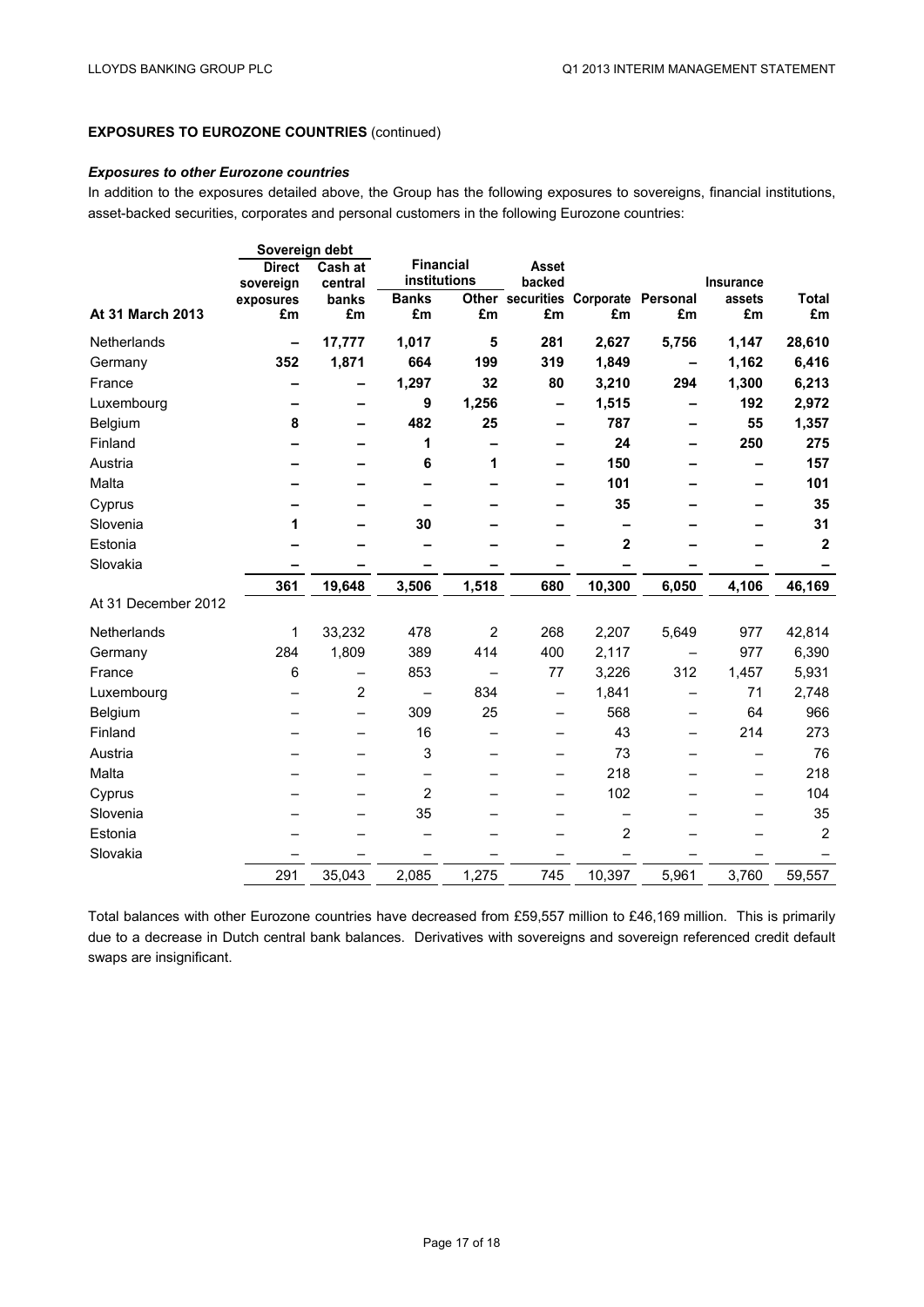**EXPOSURES TO EUROZONE COUNTRIES** (continued)

***Exposures to other Eurozone countries***

In addition to the exposures detailed above, the Group has the following exposures to sovereigns, financial institutions, asset-backed securities, corporates and personal customers in the following Eurozone countries:

| | Sovereign debt | | Financial institutions | | | | | | |
|---|---|---|---|---|---|---|---|---|---|
| | Direct sovereign exposures | Cash at central banks | Banks | Other | Asset backed securities | Corporate | Personal | Insurance assets | Total |
| **At 31 March 2013** | **£m** | **£m** | **£m** | **£m** | **£m** | **£m** | **£m** | **£m** | **£m** |
| Netherlands | **–** | **17,777** | **1,017** | **5** | **281** | **2,627** | **5,756** | **1,147** | **28,610** |
| Germany | **352** | **1,871** | **664** | **199** | **319** | **1,849** | **–** | **1,162** | **6,416** |
| France | **–** | **–** | **1,297** | **32** | **80** | **3,210** | **294** | **1,300** | **6,213** |
| Luxembourg | **–** | **–** | **9** | **1,256** | **–** | **1,515** | **–** | **192** | **2,972** |
| Belgium | **8** | **–** | **482** | **25** | **–** | **787** | **–** | **55** | **1,357** |
| Finland | **–** | **–** | **1** | **–** | **–** | **24** | **–** | **250** | **275** |
| Austria | **–** | **–** | **6** | **1** | **–** | **150** | **–** | **–** | **157** |
| Malta | **–** | **–** | **–** | **–** | **–** | **101** | **–** | **–** | **101** |
| Cyprus | **–** | **–** | **–** | **–** | **–** | **35** | **–** | **–** | **35** |
| Slovenia | **1** | **–** | **30** | **–** | **–** | **–** | **–** | **–** | **31** |
| Estonia | **–** | **–** | **–** | **–** | **–** | **2** | **–** | **–** | **2** |
| Slovakia | **–** | **–** | **–** | **–** | **–** | **–** | **–** | **–** | **–** |
| | **361** | **19,648** | **3,506** | **1,518** | **680** | **10,300** | **6,050** | **4,106** | **46,169** |
| At 31 December 2012 | | | | | | | | | |
| Netherlands | 1 | 33,232 | 478 | 2 | 268 | 2,207 | 5,649 | 977 | 42,814 |
| Germany | 284 | 1,809 | 389 | 414 | 400 | 2,117 | – | 977 | 6,390 |
| France | 6 | – | 853 | – | 77 | 3,226 | 312 | 1,457 | 5,931 |
| Luxembourg | – | 2 | – | 834 | – | 1,841 | – | 71 | 2,748 |
| Belgium | – | – | 309 | 25 | – | 568 | – | 64 | 966 |
| Finland | – | – | 16 | – | – | 43 | – | 214 | 273 |
| Austria | – | – | 3 | – | – | 73 | – | – | 76 |
| Malta | – | – | – | – | – | 218 | – | – | 218 |
| Cyprus | – | – | 2 | – | – | 102 | – | – | 104 |
| Slovenia | – | – | 35 | – | – | – | – | – | 35 |
| Estonia | – | – | – | – | – | 2 | – | – | 2 |
| Slovakia | – | – | – | – | – | – | – | – | – |
| | 291 | 35,043 | 2,085 | 1,275 | 745 | 10,397 | 5,961 | 3,760 | 59,557 |

Total balances with other Eurozone countries have decreased from £59,557 million to £46,169 million. This is primarily due to a decrease in Dutch central bank balances. Derivatives with sovereigns and sovereign referenced credit default swaps are insignificant.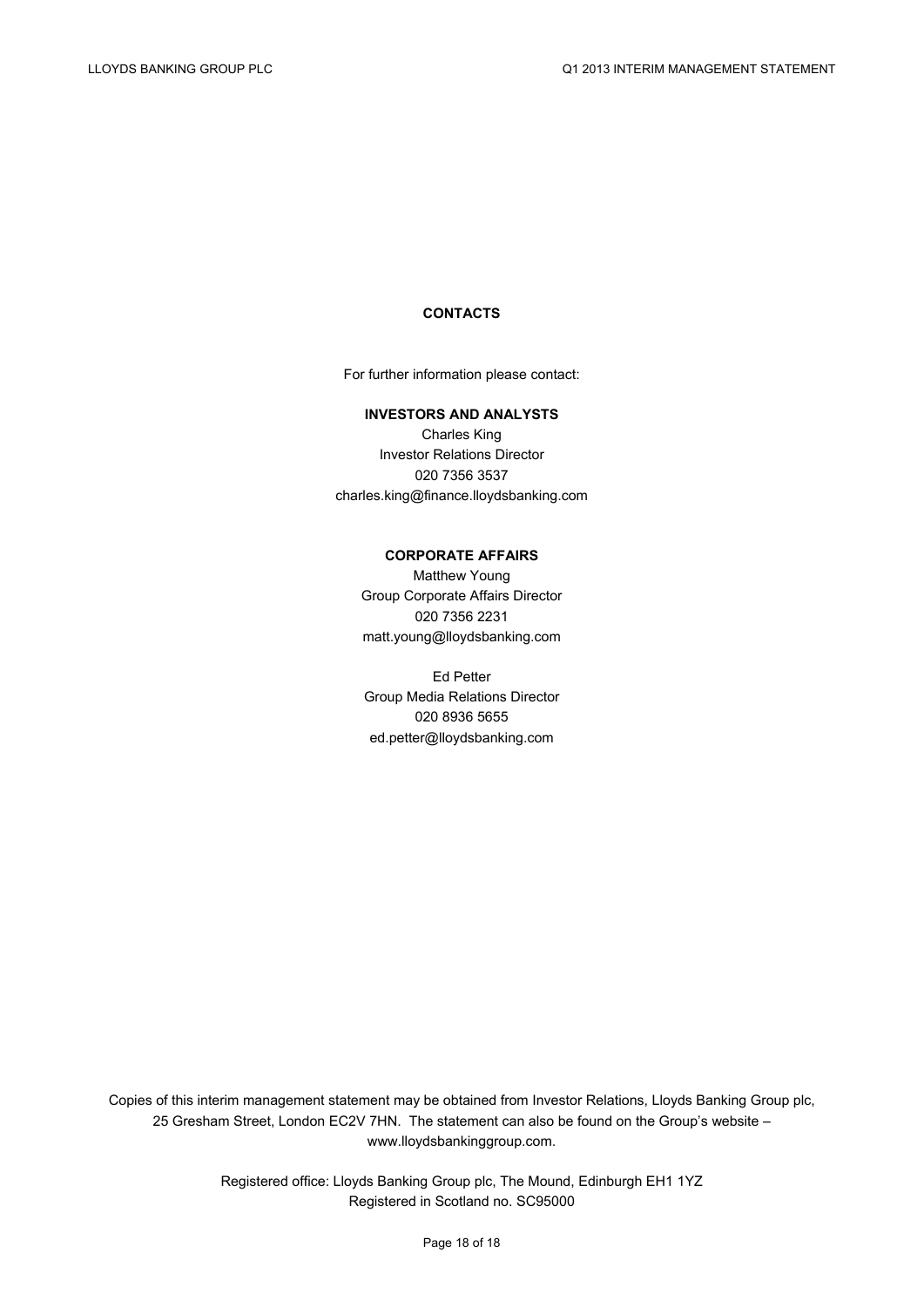## CONTACTS

For further information please contact:

**INVESTORS AND ANALYSTS**
Charles King
Investor Relations Director
020 7356 3537
charles.king@finance.lloydsbanking.com

**CORPORATE AFFAIRS**
Matthew Young
Group Corporate Affairs Director
020 7356 2231
matt.young@lloydsbanking.com

Ed Petter
Group Media Relations Director
020 8936 5655
ed.petter@lloydsbanking.com

Copies of this interim management statement may be obtained from Investor Relations, Lloyds Banking Group plc, 25 Gresham Street, London EC2V 7HN. The statement can also be found on the Group's website – www.lloydsbankinggroup.com.

Registered office: Lloyds Banking Group plc, The Mound, Edinburgh EH1 1YZ
Registered in Scotland no. SC95000